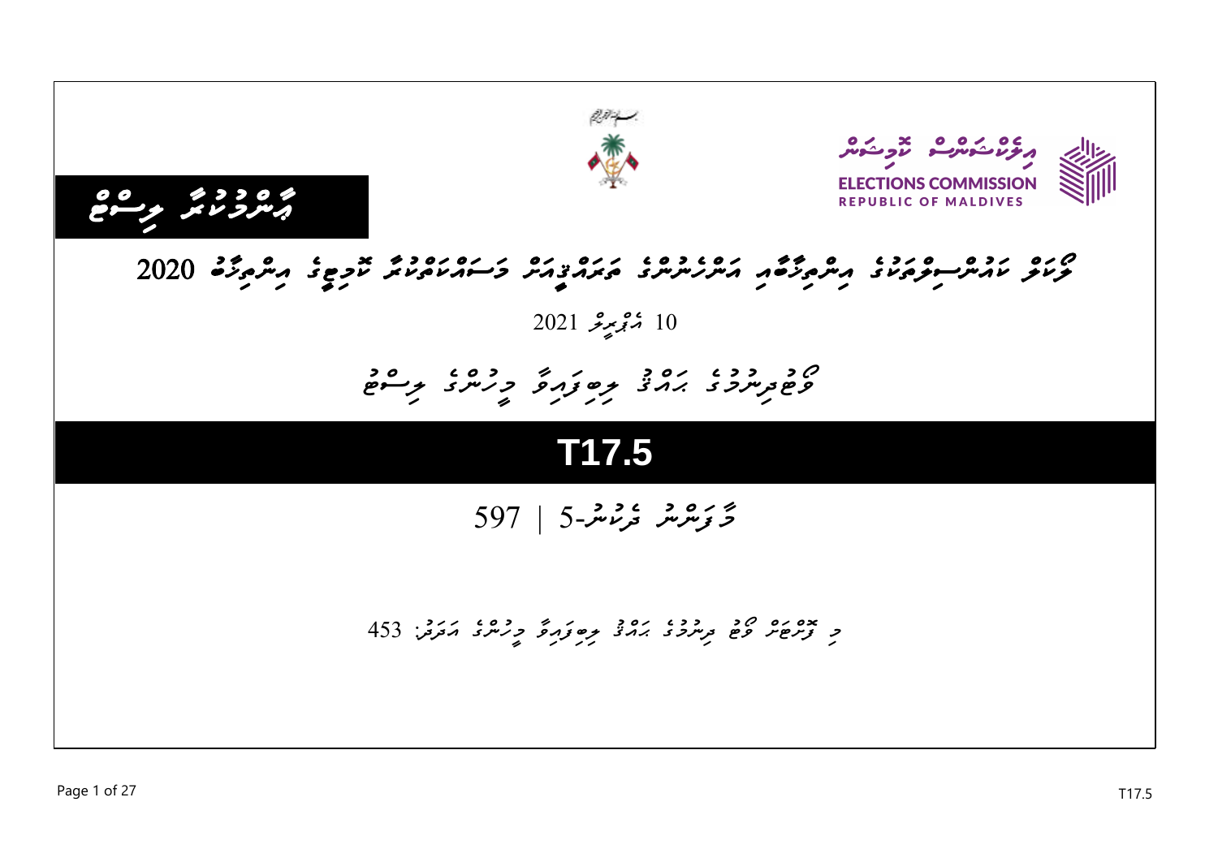ELECTIONS COMMISSION
REPUBLIC OF MALDIVES

އިލެކްޝަންސް ކޮމިޝަން

ބިސްމިލްލާހިރަޙްމާނިރަޙީމް

އަންނުވެރިޔާ ލިސްޓް

# ލޯކަލް ކައުންސިލްތަކުގެ އިންތިޚާބާއި އަންހެނުންގެ ތަރައްޤީއަށް މަސައްކަތްކުރާ ކޮމިޓީގެ އިންތިޚާބު 2020

10 އެޕްރީލް 2021

## ވޯޓުދިނުމުގެ ރައްދު ލިބިފައިވާ މީހުންގެ ލިސްޓު

# T17.5

## މާފަންނު ދާއިރާ-5 | 597

މި ފޮންޓަށް ވޯޓު ދިނުމުގެ ރައްދު ލިބިފައިވާ މީހުންގެ އަދަދު: 453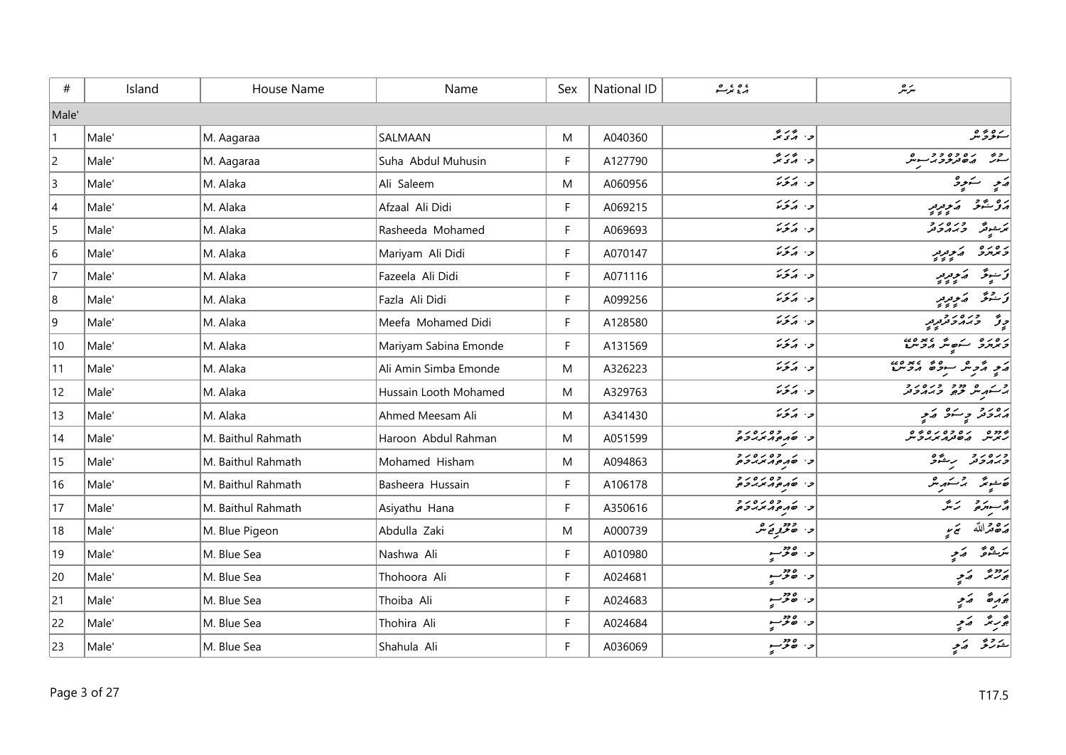| # | Island | House Name | Name | Sex | National ID | ގެއްގެ ނަން | ނަން |
|---|---|---|---|---|---|---|---|
| Male' | | | | | | | |
| 1 | Male' | M. Aagaraa | SALMAAN | M | A040360 | މ. އާގަރާ | ސަލްމާން |
| 2 | Male' | M. Aagaraa | Suha Abdul Muhusin | F | A127790 | މ. އާގަރާ | ސުހާ ޢަބްދުލްމުހުސިން |
| 3 | Male' | M. Alaka | Ali Saleem | M | A060956 | މ. އަލަކަ | އަލި ސަލީމް |
| 4 | Male' | M. Alaka | Afzaal Ali Didi | F | A069215 | މ. އަލަކަ | އަފްޒާލް އަލިދީދީ |
| 5 | Male' | M. Alaka | Rasheeda Mohamed | F | A069693 | މ. އަލަކަ | ރަޝީދާ މުޙައްމަދު |
| 6 | Male' | M. Alaka | Mariyam Ali Didi | F | A070147 | މ. އަލަކަ | މަރިޔަމް އަލިދީދީ |
| 7 | Male' | M. Alaka | Fazeela Ali Didi | F | A071116 | މ. އަލަކަ | ފަޒީލާ އަލިދީދީ |
| 8 | Male' | M. Alaka | Fazla Ali Didi | F | A099256 | މ. އަލަކަ | ފަޟްލާ އަލިދީދީ |
| 9 | Male' | M. Alaka | Meefa Mohamed Didi | F | A128580 | މ. އަލަކަ | މީފާ މުޙައްމަދުދީދީ |
| 10 | Male' | M. Alaka | Mariyam Sabina Emonde | F | A131569 | މ. އަލަކަ | މަރިޔަމް ސަބީނާ އެމޮންޑޭ |
| 11 | Male' | M. Alaka | Ali Amin Simba Emonde | M | A326223 | މ. އަލަކަ | އަލި އާމިން ސިމްބާ އެމޮންޑޭ |
| 12 | Male' | M. Alaka | Hussain Looth Mohamed | M | A329763 | މ. އަލަކަ | ޙުސައިން ލޫތު މުޙައްމަދު |
| 13 | Male' | M. Alaka | Ahmed Meesam Ali | M | A341430 | މ. އަލަކަ | އަޙްމަދު މީސަމް އަލި |
| 14 | Male' | M. Baithul Rahmath | Haroon Abdul Rahman | M | A051599 | މ. ބައިތުއްރަޙްމަތު | ހާރޫން ޢަބްދުއްރަޙްމާން |
| 15 | Male' | M. Baithul Rahmath | Mohamed Hisham | M | A094863 | މ. ބައިތުއްރަޙްމަތު | މުޙައްމަދު ހިޝާމް |
| 16 | Male' | M. Baithul Rahmath | Basheera Hussain | F | A106178 | މ. ބައިތުއްރަޙްމަތު | ބަޝީރާ ޙުސައިން |
| 17 | Male' | M. Baithul Rahmath | Asiyathu Hana | F | A350616 | މ. ބައިތުއްރަޙްމަތު | އާސިޔަތު ހަނާ |
| 18 | Male' | M. Blue Pigeon | Abdulla Zaki | M | A000739 | މ. ބްލޫޕިޖަން | ޢަބްދުﷲ ޒަކީ |
| 19 | Male' | M. Blue Sea | Nashwa Ali | F | A010980 | މ. ބްލޫސީ | ނަޝްވާ އަލި |
| 20 | Male' | M. Blue Sea | Thohoora Ali | F | A024681 | މ. ބްލޫސީ | ޠަހޫރާ އަލި |
| 21 | Male' | M. Blue Sea | Thoiba Ali | F | A024683 | މ. ބްލޫސީ | ޠައިބާ އަލި |
| 22 | Male' | M. Blue Sea | Thohira Ali | F | A024684 | މ. ބްލޫސީ | ޠާހިރާ އަލި |
| 23 | Male' | M. Blue Sea | Shahula Ali | F | A036069 | މ. ބްލޫސީ | ޝަހުލާ އަލި |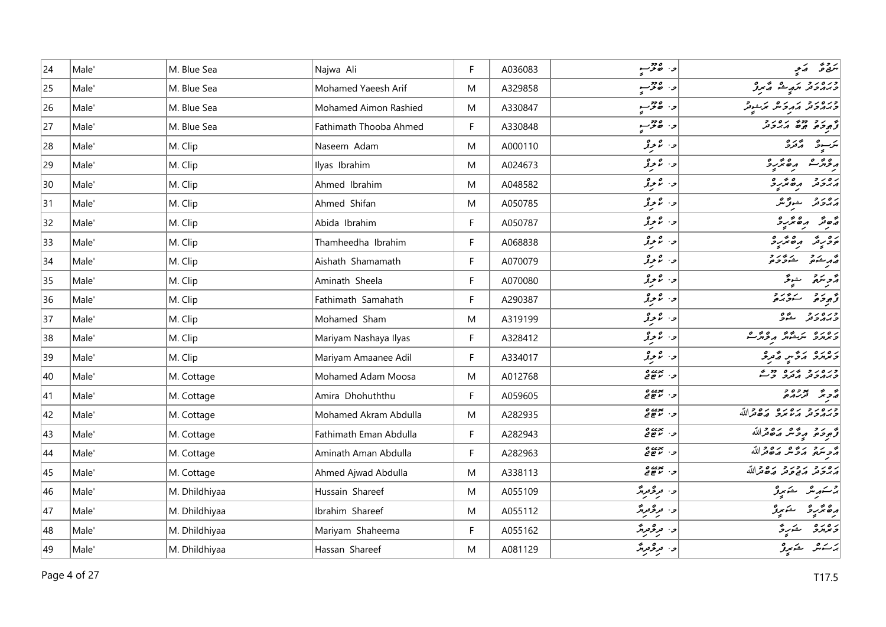| 24 | Male' | M. Blue Sea | Najwa Ali | F | A036083 | މ. ބުލޫސީ | ނަޖުވާ އަލި |
|---|---|---|---|---|---|---|---|
| 25 | Male' | M. Blue Sea | Mohamed Yaeesh Arif | M | A329858 | މ. ބުލޫސީ | މުހައްމަދު ޔައީޝް އާރިފު |
| 26 | Male' | M. Blue Sea | Mohamed Aimon Rashied | M | A330847 | މ. ބުލޫސީ | މުހައްމަދު އައިމަން ރަޝީދު |
| 27 | Male' | M. Blue Sea | Fathimath Thooba Ahmed | F | A330848 | މ. ބުލޫސީ | ފާތިމަތު ތޫބާ އަހްމަދު |
| 28 | Male' | M. Clip | Naseem Adam | M | A000110 | މ. ކްލިޕް | ނަސީމް އާދަމް |
| 29 | Male' | M. Clip | Ilyas Ibrahim | M | A024673 | މ. ކްލިޕް | އިލްޔާސް އިބްރާހިމް |
| 30 | Male' | M. Clip | Ahmed Ibrahim | M | A048582 | މ. ކްލިޕް | އަހްމަދު އިބްރާހިމް |
| 31 | Male' | M. Clip | Ahmed Shifan | M | A050785 | މ. ކްލިޕް | އަހްމަދު ޝިފާން |
| 32 | Male' | M. Clip | Abida Ibrahim | F | A050787 | މ. ކްލިޕް | އާބިދާ އިބްރާހިމް |
| 33 | Male' | M. Clip | Thamheedha Ibrahim | F | A068838 | މ. ކްލިޕް | ތަމްހީދާ އިބްރާހިމް |
| 34 | Male' | M. Clip | Aishath Shamamath | F | A070079 | މ. ކްލިޕް | އާއިޝަތު ޝަމާމަތު |
| 35 | Male' | M. Clip | Aminath Sheela | F | A070080 | މ. ކްލިޕް | އާމިނަތު ޝީލާ |
| 36 | Male' | M. Clip | Fathimath Samahath | F | A290387 | މ. ކްލިޕް | ފާތިމަތު ސަމާހަތު |
| 37 | Male' | M. Clip | Mohamed Sham | M | A319199 | މ. ކްލިޕް | މުހައްމަދު ޝާމް |
| 38 | Male' | M. Clip | Mariyam Nashaya Ilyas | F | A328412 | މ. ކްލިޕް | މަރިޔަމް ނަޝާޔާ އިލްޔާސް |
| 39 | Male' | M. Clip | Mariyam Amaanee Adil | F | A334017 | މ. ކްލިޕް | މަރިޔަމް އަމާނީ އާދިލް |
| 40 | Male' | M. Cottage | Mohamed Adam Moosa | M | A012768 | މ. ކޮޓެޖް | މުހައްމަދު އާދަމް މޫސާ |
| 41 | Male' | M. Cottage | Amira Dhohuththu | F | A059605 | މ. ކޮޓެޖް | އާމިރާ ދޮހުއްތު |
| 42 | Male' | M. Cottage | Mohamed Akram Abdulla | M | A282935 | މ. ކޮޓެޖް | މުހައްމަދު އަކްރަމް އަބްދުﷲ |
| 43 | Male' | M. Cottage | Fathimath Eman Abdulla | F | A282943 | މ. ކޮޓެޖް | ފާތިމަތު އީމާން އަބްދުﷲ |
| 44 | Male' | M. Cottage | Aminath Aman Abdulla | F | A282963 | މ. ކޮޓެޖް | އާމިނަތު އަމާން އަބްދުﷲ |
| 45 | Male' | M. Cottage | Ahmed Ajwad Abdulla | M | A338113 | މ. ކޮޓެޖް | އަހްމަދު އަޖުވަދު އަބްދުﷲ |
| 46 | Male' | M. Dhildhiyaa | Hussain Shareef | M | A055109 | މ. ދިލްދިޔާ | ހުސައިން ޝަރީފު |
| 47 | Male' | M. Dhildhiyaa | Ibrahim Shareef | M | A055112 | މ. ދިލްދިޔާ | އިބްރާހިމް ޝަރީފު |
| 48 | Male' | M. Dhildhiyaa | Mariyam Shaheema | F | A055162 | މ. ދިލްދިޔާ | މަރިޔަމް ޝަހީމާ |
| 49 | Male' | M. Dhildhiyaa | Hassan Shareef | M | A081129 | މ. ދިލްދިޔާ | ހަސަން ޝަރީފު |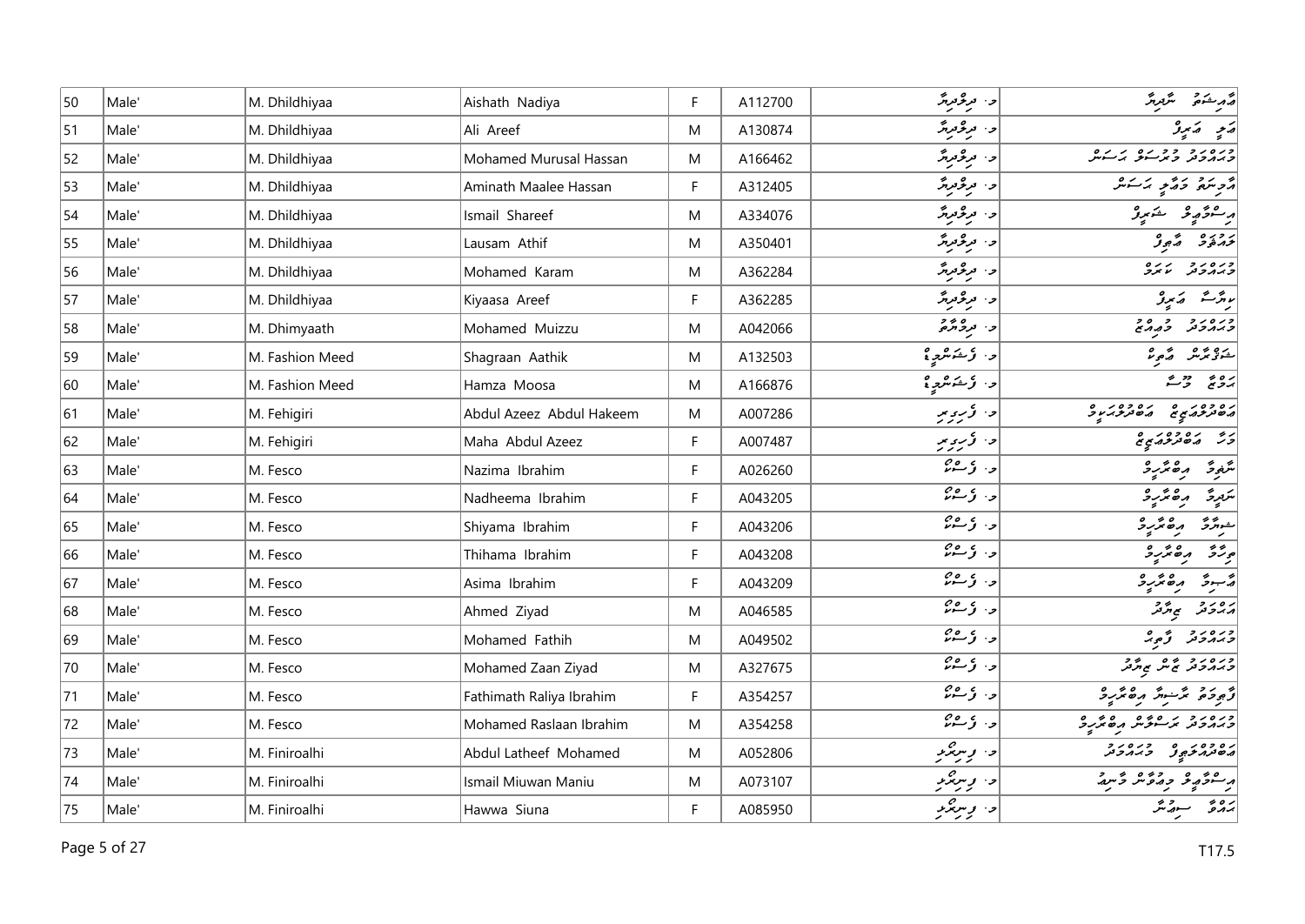| 50 | Male' | M. Dhildhiyaa | Aishath Nadiya | F | A112700 | މ. ދިލްދިޔާ | އައިށަތު ނާދިޔާ |
|---|---|---|---|---|---|---|---|
| 51 | Male' | M. Dhildhiyaa | Ali Areef | M | A130874 | މ. ދިލްދިޔާ | އަލި އަރީފް |
| 52 | Male' | M. Dhildhiyaa | Mohamed Murusal Hassan | M | A166462 | މ. ދިލްދިޔާ | މުޙައްމަދު މުރުސަލް ޙަސަން |
| 53 | Male' | M. Dhildhiyaa | Aminath Maalee Hassan | F | A312405 | މ. ދިލްދިޔާ | އާމިނަތު މައާލީ ހަސަން |
| 54 | Male' | M. Dhildhiyaa | Ismail Shareef | M | A334076 | މ. ދިލްދިޔާ | އިސްމާއީލް ޝަރީފް |
| 55 | Male' | M. Dhildhiyaa | Lausam Athif | M | A350401 | މ. ދިލްދިޔާ | ލައުސަމް އާތިފް |
| 56 | Male' | M. Dhildhiyaa | Mohamed Karam | M | A362284 | މ. ދިލްދިޔާ | މުޙައްމަދު ކަރަމް |
| 57 | Male' | M. Dhildhiyaa | Kiyaasa Areef | F | A362285 | މ. ދިލްދިޔާ | ކިޔާސާ އަރީފް |
| 58 | Male' | M. Dhimyaath | Mohamed Muizzu | M | A042066 | މ. ދިމްޔާތު | މުޙައްމަދު މުޢިއްޒު |
| 59 | Male' | M. Fashion Meed | Shagraan Aathik | M | A132503 | މ. ފެޝަންމީޑް | ޝަގްރާން އާތިކް |
| 60 | Male' | M. Fashion Meed | Hamza Moosa | M | A166876 | މ. ފެޝަންމީޑް | ހަމްޒާ މޫސާ |
| 61 | Male' | M. Fehigiri | Abdul Azeez Abdul Hakeem | M | A007286 | މ. ފެހިގިރި | އަބްދުލްޢަޒީޒު އަބްދުލްޙަކީމް |
| 62 | Male' | M. Fehigiri | Maha Abdul Azeez | F | A007487 | މ. ފެހިގިރި | މަހާ އަބްދުލްޢަޒީޒު |
| 63 | Male' | M. Fesco | Nazima Ibrahim | F | A026260 | މ. ފެސްކޯ | ނާޒިމާ އިބްރާހީމް |
| 64 | Male' | M. Fesco | Nadheema Ibrahim | F | A043205 | މ. ފެސްކޯ | ނަދީމާ އިބްރާހީމް |
| 65 | Male' | M. Fesco | Shiyama Ibrahim | F | A043206 | މ. ފެސްކޯ | ޝިޔާމާ އިބްރާހީމް |
| 66 | Male' | M. Fesco | Thihama Ibrahim | F | A043208 | މ. ފެސްކޯ | ތިހާމާ އިބްރާހީމް |
| 67 | Male' | M. Fesco | Asima Ibrahim | F | A043209 | މ. ފެސްކޯ | އާސިމާ އިބްރާހީމް |
| 68 | Male' | M. Fesco | Ahmed Ziyad | M | A046585 | މ. ފެސްކޯ | އަޙްމަދު ޒިޔާދު |
| 69 | Male' | M. Fesco | Mohamed Fathih | M | A049502 | މ. ފެސްކޯ | މުޙައްމަދު ފާތިހް |
| 70 | Male' | M. Fesco | Mohamed Zaan Ziyad | M | A327675 | މ. ފެސްކޯ | މުޙައްމަދު ޒާން ޒިޔާދު |
| 71 | Male' | M. Fesco | Fathimath Raliya Ibrahim | F | A354257 | މ. ފެސްކޯ | ފާތިމަތު ރާލިޔާ އިބްރާހީމް |
| 72 | Male' | M. Fesco | Mohamed Raslaan Ibrahim | M | A354258 | މ. ފެސްކޯ | މުޙައްމަދު ރަސްލާން އިބްރާހީމް |
| 73 | Male' | M. Finiroalhi | Abdul Latheef Mohamed | M | A052806 | މ. ފިނިރޯޅި | އަބްދުއްލަތީފް މުޙައްމަދު |
| 74 | Male' | M. Finiroalhi | Ismail Miuwan Maniu | M | A073107 | މ. ފިނިރޯޅި | އިސްމާއީލް މިއުވާން މަނިއު |
| 75 | Male' | M. Finiroalhi | Hawwa Siuna | F | A085950 | މ. ފިނިރޯޅި | ހައްވާ ސިއުނާ |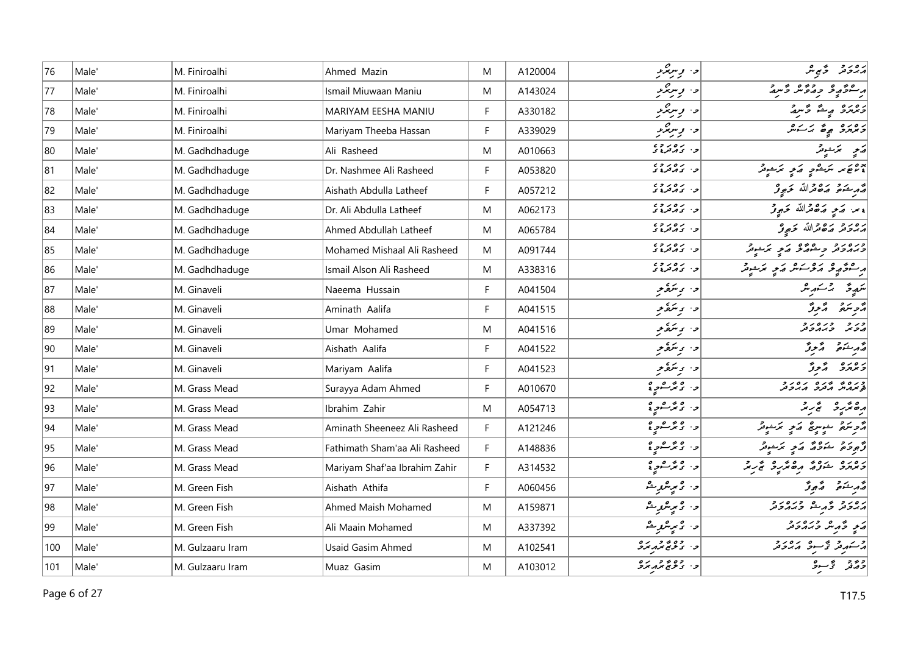| 76 | Male' | M. Finiroalhi | Ahmed Mazin | M | A120004 | މ. ފިނިރޯޅި | އަހުމަދު މާޒިން |
|---|---|---|---|---|---|---|---|
| 77 | Male' | M. Finiroalhi | Ismail Miuwaan Maniu | M | A143024 | މ. ފިނިރޯޅި | އިސްމާއިލް މިއުވާން މާނިއު |
| 78 | Male' | M. Finiroalhi | MARIYAM EESHA MANIU | F | A330182 | މ. ފިނިރޯޅި | މަރިޔަމް އީޝާ މާނިއު |
| 79 | Male' | M. Finiroalhi | Mariyam Theeba Hassan | F | A339029 | މ. ފިނިރޯޅި | މަރިޔަމް ތީބާ ހަސަން |
| 80 | Male' | M. Gadhdhaduge | Ali Rasheed | M | A010663 | މ. ގައްދަދުގެ | އަލި ރަޝީދު |
| 81 | Male' | M. Gadhdhaduge | Dr. Nashmee Ali Rasheed | F | A053820 | މ. ގައްދަދުގެ | ޑޮކްޓަރ ނަޝްމީ އަލި ރަޝީދު |
| 82 | Male' | M. Gadhdhaduge | Aishath Abdulla Latheef | F | A057212 | މ. ގައްދަދުގެ | އާއިޝަތު އަބްދުﷲ ލަތީފު |
| 83 | Male' | M. Gadhdhaduge | Dr. Ali Abdulla Latheef | M | A062173 | މ. ގައްދަދުގެ | ޑރ. އަލި އަބްދުﷲ ލަތީފު |
| 84 | Male' | M. Gadhdhaduge | Ahmed Abdullah Latheef | M | A065784 | މ. ގައްދަދުގެ | އަހުމަދު އަބްދުﷲ ލަތީފު |
| 85 | Male' | M. Gadhdhaduge | Mohamed Mishaal Ali Rasheed | M | A091744 | މ. ގައްދަދުގެ | މުހައްމަދު މިޝާލް އަލި ރަޝީދު |
| 86 | Male' | M. Gadhdhaduge | Ismail Alson Ali Rasheed | M | A338316 | މ. ގައްދަދުގެ | އިސްމާއިލް އަލްސަން އަލި ރަޝީދު |
| 87 | Male' | M. Ginaveli | Naeema Hussain | F | A041504 | މ. ގިނަވެލި | ނަޢީމާ ހުސައިން |
| 88 | Male' | M. Ginaveli | Aminath Aalifa | F | A041515 | މ. ގިނަވެލި | އާމިނަތު އާލިފާ |
| 89 | Male' | M. Ginaveli | Umar Mohamed | M | A041516 | މ. ގިނަވެލި | އުމަރު މުހައްމަދު |
| 90 | Male' | M. Ginaveli | Aishath Aalifa | F | A041522 | މ. ގިނަވެލި | އާއިޝަތު އާލިފާ |
| 91 | Male' | M. Ginaveli | Mariyam Aalifa | F | A041523 | މ. ގިނަވެލި | މަރިޔަމް އާލިފާ |
| 92 | Male' | M. Grass Mead | Surayya Adam Ahmed | F | A010670 | މ. ގްރާސްމީޑް | ސުރައްޔާ އާދަމް އަހުމަދު |
| 93 | Male' | M. Grass Mead | Ibrahim Zahir | M | A054713 | މ. ގްރާސްމީޑް | އިބްރާހިމް ޒާހިރު |
| 94 | Male' | M. Grass Mead | Aminath Sheeneez Ali Rasheed | F | A121246 | މ. ގްރާސްމީޑް | އާމިނަތު ޝީނީޒް އަލި ރަޝީދު |
| 95 | Male' | M. Grass Mead | Fathimath Sham'aa Ali Rasheed | F | A148836 | މ. ގްރާސްމީޑް | ފާތިމަތު ޝަމްޢާ އަލި ރަޝީދު |
| 96 | Male' | M. Grass Mead | Mariyam Shaf'aa Ibrahim Zahir | F | A314532 | މ. ގްރާސްމީޑް | މަރިޔަމް ޝަފްޢާ އިބްރާހިމް ޒާހިރު |
| 97 | Male' | M. Green Fish | Aishath Athifa | F | A060456 | މ. ގްރީންފިޝް | އާއިޝަތު އާތިފާ |
| 98 | Male' | M. Green Fish | Ahmed Maish Mohamed | M | A159871 | މ. ގްރީންފިޝް | އަހުމަދު މާއިޝް މުހައްމަދު |
| 99 | Male' | M. Green Fish | Ali Maain Mohamed | M | A337392 | މ. ގްރީންފިޝް | އަލި މާއިން މުހައްމަދު |
| 100 | Male' | M. Gulzaaru Iram | Usaid Gasim Ahmed | M | A102541 | މ. ގުލްޒާރުއިރަމް | އުސައިދު ޤާސިމް އަހުމަދު |
| 101 | Male' | M. Gulzaaru Iram | Muaz Gasim | M | A103012 | މ. ގުލްޒާރުއިރަމް | މުޢާޛު ޤާސިމް |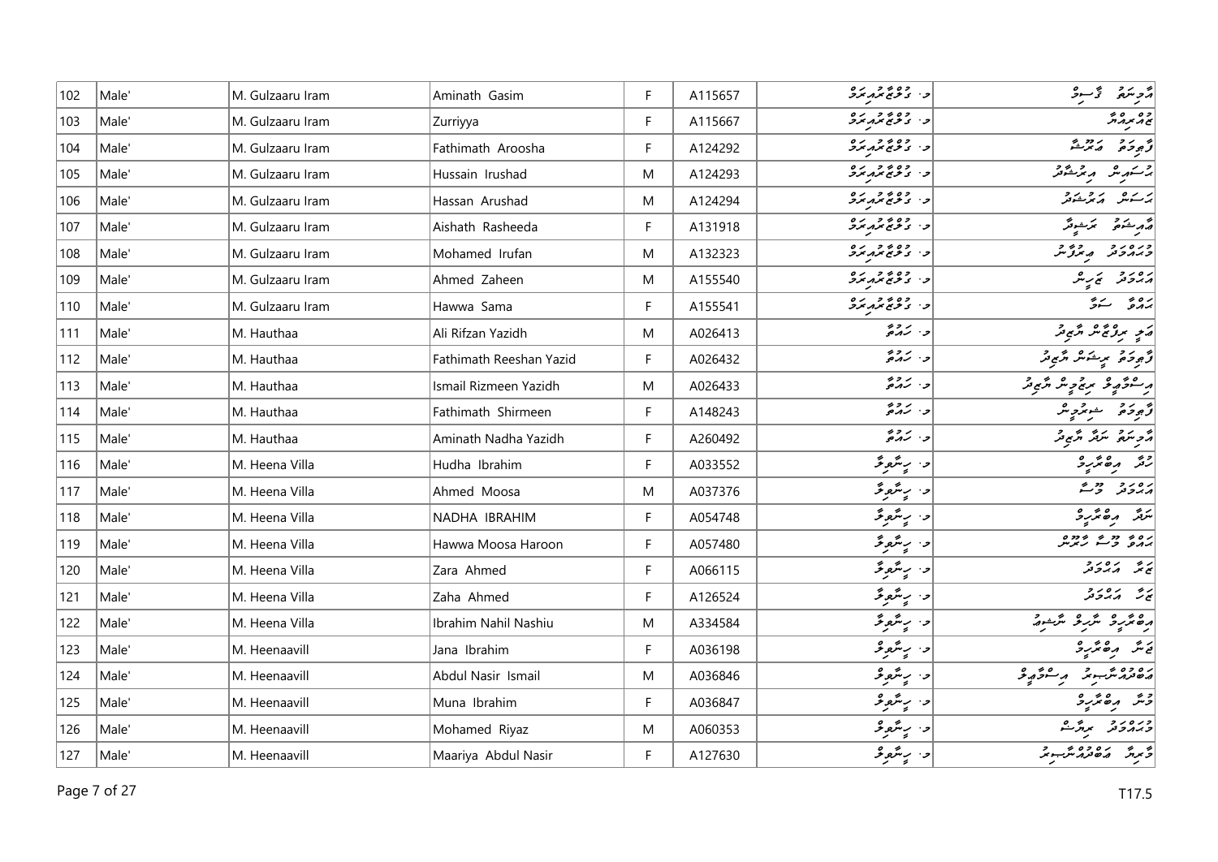| 102 | Male' | M. Gulzaaru Iram | Aminath Gasim | F | A115657 | މ. ގުލްޒާރުއިރަމް | އާމިނަތު ޤާސިމް |
|---|---|---|---|---|---|---|---|
| 103 | Male' | M. Gulzaaru Iram | Zurriyya | F | A115667 | މ. ގުލްޒާރުއިރަމް | ޒުއްރިއްޔާ |
| 104 | Male' | M. Gulzaaru Iram | Fathimath Aroosha | F | A124292 | މ. ގުލްޒާރުއިރަމް | ފާތިމަތު އަރޫޝާ |
| 105 | Male' | M. Gulzaaru Iram | Hussain Irushad | M | A124293 | މ. ގުލްޒާރުއިރަމް | ހުސައިން އިރުޝާދު |
| 106 | Male' | M. Gulzaaru Iram | Hassan Arushad | M | A124294 | މ. ގުލްޒާރުއިރަމް | ހަސަން އަރުޝަދު |
| 107 | Male' | M. Gulzaaru Iram | Aishath Rasheeda | F | A131918 | މ. ގުލްޒާރުއިރަމް | އާއިޝަތު ރަޝީދާ |
| 108 | Male' | M. Gulzaaru Iram | Mohamed Irufan | M | A132323 | މ. ގުލްޒާރުއިރަމް | މުހައްމަދު އިރުފާން |
| 109 | Male' | M. Gulzaaru Iram | Ahmed Zaheen | M | A155540 | މ. ގުލްޒާރުއިރަމް | އަހްމަދު ޒަހީން |
| 110 | Male' | M. Gulzaaru Iram | Hawwa Sama | F | A155541 | މ. ގުލްޒާރުއިރަމް | ހައްވާ ސަމާ |
| 111 | Male' | M. Hauthaa | Ali Rifzan Yazidh | M | A026413 | މ. ހައުތާ | އަލި ރިފްޒާން ޔާޒިދު |
| 112 | Male' | M. Hauthaa | Fathimath Reeshan Yazid | F | A026432 | މ. ހައުތާ | ފާތިމަތު ރީޝަން ޔާޒިދު |
| 113 | Male' | M. Hauthaa | Ismail Rizmeen Yazidh | M | A026433 | މ. ހައުތާ | އިސްމާއީލް ރިޒްމީން ޔާޒިދު |
| 114 | Male' | M. Hauthaa | Fathimath Shirmeen | F | A148243 | މ. ހައުތާ | ފާތިމަތު ޝިރުމީން |
| 115 | Male' | M. Hauthaa | Aminath Nadha Yazidh | F | A260492 | މ. ހައުތާ | އާމިނަތު ނަދާ ޔާޒިދު |
| 116 | Male' | M. Heena Villa | Hudha Ibrahim | F | A033552 | މ. ހީނާވިލާ | ހުދާ އިބްރާހިމް |
| 117 | Male' | M. Heena Villa | Ahmed Moosa | M | A037376 | މ. ހީނާވިލާ | އަހްމަދު މޫސާ |
| 118 | Male' | M. Heena Villa | NADHA IBRAHIM | F | A054748 | މ. ހީނާވިލާ | ނަދާ އިބްރާހިމް |
| 119 | Male' | M. Heena Villa | Hawwa Moosa Haroon | F | A057480 | މ. ހީނާވިލާ | ހައްވާ މޫސާ ހާރޫން |
| 120 | Male' | M. Heena Villa | Zara Ahmed | F | A066115 | މ. ހީނާވިލާ | ޒާރާ އަހްމަދު |
| 121 | Male' | M. Heena Villa | Zaha Ahmed | F | A126524 | މ. ހީނާވިލާ | ޒަހާ އަހްމަދު |
| 122 | Male' | M. Heena Villa | Ibrahim Nahil Nashiu | M | A334584 | މ. ހީނާވިލާ | އިބްރާހިމް ނާހިލް ނާޝިއު |
| 123 | Male' | M. Heenaavill | Jana Ibrahim | F | A036198 | މ. ހީނާވިލް | ޖަނާ އިބްރާހިމް |
| 124 | Male' | M. Heenaavill | Abdul Nasir Ismail | M | A036846 | މ. ހީނާވިލް | އަބްދުލްނާސިރު އިސްމާއީލް |
| 125 | Male' | M. Heenaavill | Muna Ibrahim | F | A036847 | މ. ހީނާވިލް | މުނާ އިބްރާހިމް |
| 126 | Male' | M. Heenaavill | Mohamed Riyaz | M | A060353 | މ. ހީނާވިލް | މުހައްމަދު ރިޔާޒް |
| 127 | Male' | M. Heenaavill | Maariya Abdul Nasir | F | A127630 | މ. ހީނާވިލް | މާރިޔާ އަބްދުލްނާސިރު |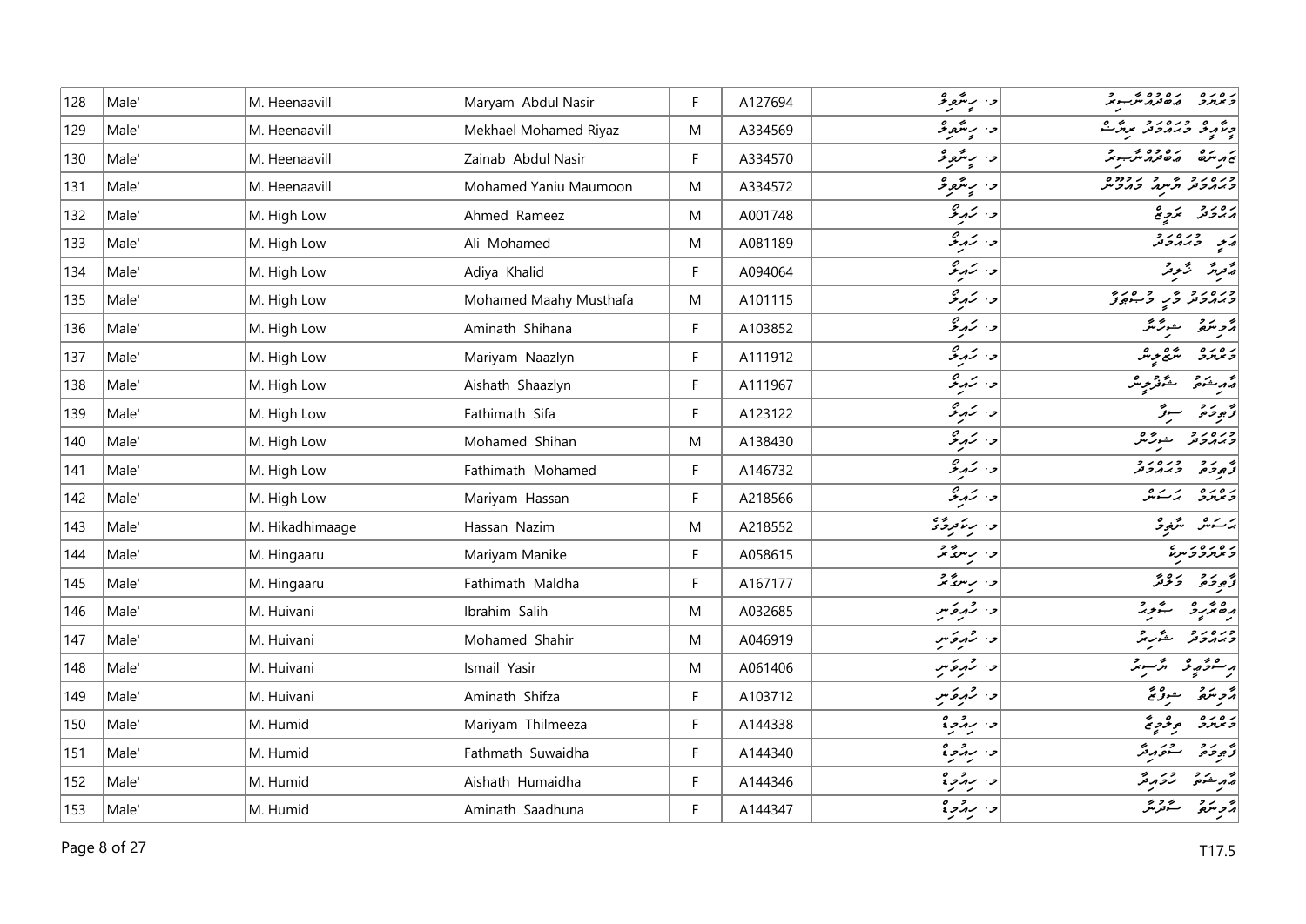| 128 | Male' | M. Heenaavill | Maryam Abdul Nasir | F | A127694 | މ. ހީނާވިލް | މަރްޔަމް އަބްދުލްނާޞިރު |
|---|---|---|---|---|---|---|---|
| 129 | Male' | M. Heenaavill | Mekhael Mohamed Riyaz | M | A334569 | މ. ހީނާވިލް | މީކާއީލް މުޙައްމަދު ރިޔާޒް |
| 130 | Male' | M. Heenaavill | Zainab Abdul Nasir | F | A334570 | މ. ހީނާވިލް | ޒައިނަބް އަބްދުލްނާޞިރު |
| 131 | Male' | M. Heenaavill | Mohamed Yaniu Maumoon | M | A334572 | މ. ހީނާވިލް | މުޙައްމަދު ޔާނިއު މައުމޫން |
| 132 | Male' | M. High Low | Ahmed Rameez | M | A001748 | މ. ހައިލޯ | އަޙްމަދު ރަމީޒް |
| 133 | Male' | M. High Low | Ali Mohamed | M | A081189 | މ. ހައިލޯ | އަލި މުޙައްމަދު |
| 134 | Male' | M. High Low | Adiya Khalid | F | A094064 | މ. ހައިލޯ | އާދިޔާ ޚާލިދު |
| 135 | Male' | M. High Low | Mohamed Maahy Musthafa | M | A101115 | މ. ހައިލޯ | މުޙައްމަދު މާހީ މުސްތަފާ |
| 136 | Male' | M. High Low | Aminath Shihana | F | A103852 | މ. ހައިލޯ | އާމިނަތު ޝިހާނާ |
| 137 | Male' | M. High Low | Mariyam Naazlyn | F | A111912 | މ. ހައިލޯ | މަރިޔަމް ނާޒްލީން |
| 138 | Male' | M. High Low | Aishath Shaazlyn | F | A111967 | މ. ހައިލޯ | އައިޝަތު ޝާޒްލީން |
| 139 | Male' | M. High Low | Fathimath Sifa | F | A123122 | މ. ހައިލޯ | ފާތިމަތު ސިފާ |
| 140 | Male' | M. High Low | Mohamed Shihan | M | A138430 | މ. ހައިލޯ | މުޙައްމަދު ޝިހާން |
| 141 | Male' | M. High Low | Fathimath Mohamed | F | A146732 | މ. ހައިލޯ | ފާތިމަތު މުޙައްމަދު |
| 142 | Male' | M. High Low | Mariyam Hassan | F | A218566 | މ. ހައިލޯ | މަރިޔަމް ޙަސަން |
| 143 | Male' | M. Hikadhimaage | Hassan Nazim | M | A218552 | މ. ހިކަދިމާގެ | ޙަސަން ނާޒިމް |
| 144 | Male' | M. Hingaaru | Mariyam Manike | F | A058615 | މ. ހިނގާރު | މަރިޔަމްމަނިކެ |
| 145 | Male' | M. Hingaaru | Fathimath Maldha | F | A167177 | މ. ހިނގާރު | ފާތިމަތު މަލްދާ |
| 146 | Male' | M. Huivani | Ibrahim Salih | M | A032685 | މ. ހުއިވަނި | އިބްރާހީމް ޞާލިޙް |
| 147 | Male' | M. Huivani | Mohamed Shahir | M | A046919 | މ. ހުއިވަނި | މުޙައްމަދު ޝާހިރު |
| 148 | Male' | M. Huivani | Ismail Yasir | M | A061406 | މ. ހުއިވަނި | އިސްމާއީލް ޔާސިރު |
| 149 | Male' | M. Huivani | Aminath Shifza | F | A103712 | މ. ހުއިވަނި | އާމިނަތު ޝިފްޒާ |
| 150 | Male' | M. Humid | Mariyam Thilmeeza | F | A144338 | މ. ހިއުމިޑް | މަރިޔަމް ތިލްމީޒާ |
| 151 | Male' | M. Humid | Fathmath Suwaidha | F | A144340 | މ. ހިއުމިޑް | ފާތިމަތު ސުވައިދާ |
| 152 | Male' | M. Humid | Aishath Humaidha | F | A144346 | މ. ހިއުމިޑް | އައިޝަތު ހުމައިދާ |
| 153 | Male' | M. Humid | Aminath Saadhuna | F | A144347 | މ. ހިއުމިޑް | އާމިނަތު ސާދުނާ |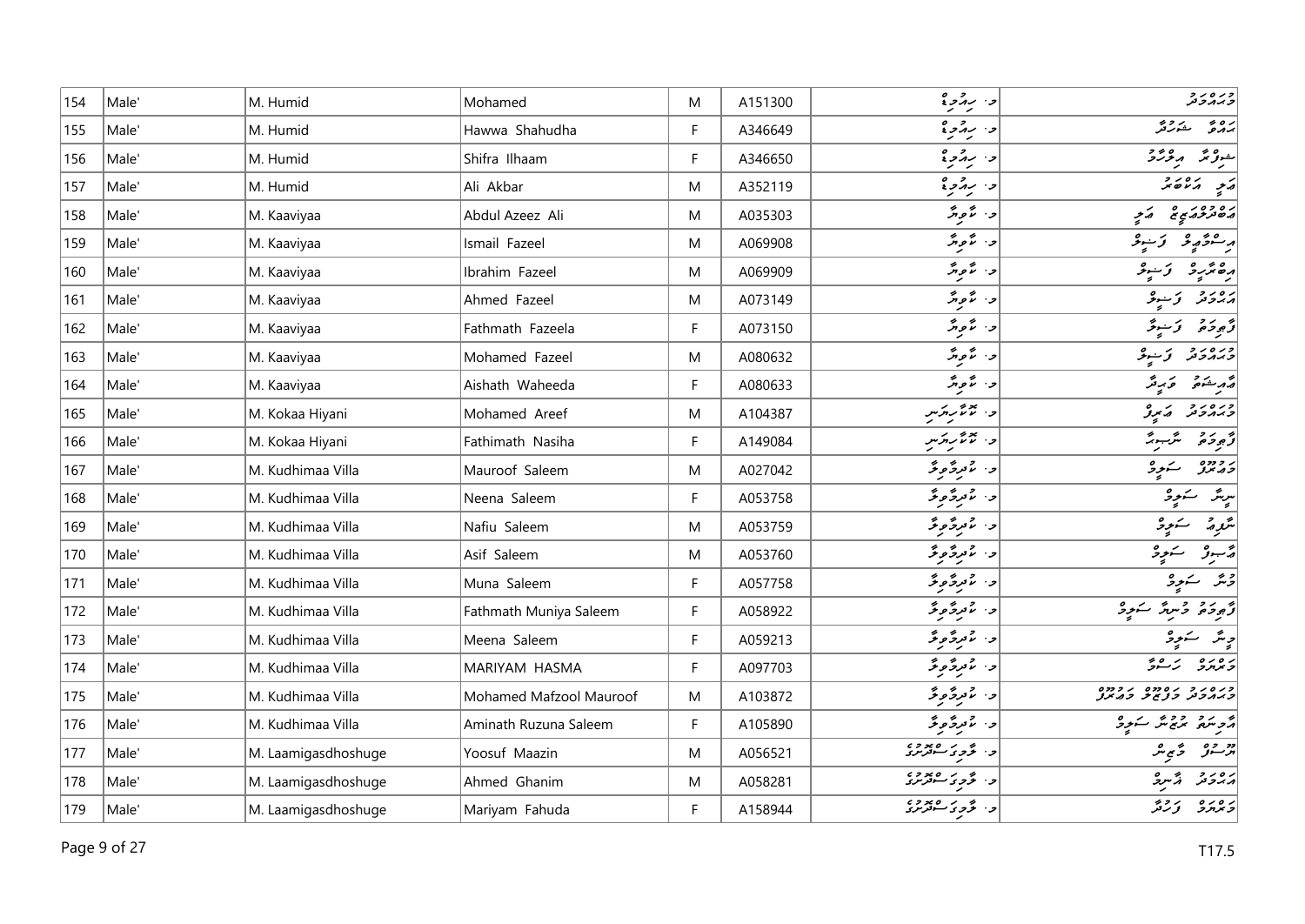| 154 | Male' | M. Humid | Mohamed | M | A151300 | މ. ހިއުމިޑް | މުހައްމަދު |
|---|---|---|---|---|---|---|---|
| 155 | Male' | M. Humid | Hawwa Shahudha | F | A346649 | މ. ހިއުމިޑް | ހައްވާ ޝަހުދާ |
| 156 | Male' | M. Humid | Shifra Ilhaam | F | A346650 | މ. ހިއުމިޑް | ޝިފްރާ އިލްހާމް |
| 157 | Male' | M. Humid | Ali Akbar | M | A352119 | މ. ހިއުމިޑް | އަލީ އަކްބަރު |
| 158 | Male' | M. Kaaviyaa | Abdul Azeez Ali | M | A035303 | މ. ކާވިޔާ | އަބްދުލްއަޒީޒް އަލީ |
| 159 | Male' | M. Kaaviyaa | Ismail Fazeel | M | A069908 | މ. ކާވިޔާ | އިސްމާޢީލް ފަޒީލް |
| 160 | Male' | M. Kaaviyaa | Ibrahim Fazeel | M | A069909 | މ. ކާވިޔާ | އިބްރާހީމް ފަޒީލް |
| 161 | Male' | M. Kaaviyaa | Ahmed Fazeel | M | A073149 | މ. ކާވިޔާ | އަހްމަދު ފަޒީލް |
| 162 | Male' | M. Kaaviyaa | Fathmath Fazeela | F | A073150 | މ. ކާވިޔާ | ފާތިމަތު ފަޒީލާ |
| 163 | Male' | M. Kaaviyaa | Mohamed Fazeel | M | A080632 | މ. ކާވިޔާ | މުހައްމަދު ފަޒީލް |
| 164 | Male' | M. Kaaviyaa | Aishath Waheeda | F | A080633 | މ. ކާވިޔާ | އާއިޝަތު ވަހީދާ |
| 165 | Male' | M. Kokaa Hiyani | Mohamed Areef | M | A104387 | މ. ކޮކާހިޔަނި | މުހައްމަދު އަރީފް |
| 166 | Male' | M. Kokaa Hiyani | Fathimath Nasiha | F | A149084 | މ. ކޮކާހިޔަނި | ފާތިމަތު ނާސިހާ |
| 167 | Male' | M. Kudhimaa Villa | Mauroof Saleem | M | A027042 | މ. ކުދިމާވިލާ | މައުރޫފް ސަލީމް |
| 168 | Male' | M. Kudhimaa Villa | Neena Saleem | F | A053758 | މ. ކުދިމާވިލާ | ނީނާ ސަލީމް |
| 169 | Male' | M. Kudhimaa Villa | Nafiu Saleem | M | A053759 | މ. ކުދިމާވިލާ | ނާފިޢު ސަލީމް |
| 170 | Male' | M. Kudhimaa Villa | Asif Saleem | M | A053760 | މ. ކުދިމާވިލާ | އާސިފް ސަލީމް |
| 171 | Male' | M. Kudhimaa Villa | Muna Saleem | F | A057758 | މ. ކުދިމާވިލާ | މުނާ ސަލީމް |
| 172 | Male' | M. Kudhimaa Villa | Fathmath Muniya Saleem | F | A058922 | މ. ކުދިމާވިލާ | ފާތިމަތު މުނިޔާ ސަލީމް |
| 173 | Male' | M. Kudhimaa Villa | Meena Saleem | F | A059213 | މ. ކުދިމާވިލާ | މީނާ ސަލީމް |
| 174 | Male' | M. Kudhimaa Villa | MARIYAM HASMA | F | A097703 | މ. ކުދިމާވިލާ | މަރިޔަމް ހަސްމާ |
| 175 | Male' | M. Kudhimaa Villa | Mohamed Mafzool Mauroof | M | A103872 | މ. ކުދިމާވިލާ | މުހައްމަދު މަފްޒޫލް މައުރޫފް |
| 176 | Male' | M. Kudhimaa Villa | Aminath Ruzuna Saleem | F | A105890 | މ. ކުދިމާވިލާ | އާމިނަތު ރުޒުނާ ސަލީމް |
| 177 | Male' | M. Laamigasdhoshuge | Yoosuf Maazin | M | A056521 | މ. ލާމިގަސްދޮށުގެ | ޔޫސުފް މާޒިން |
| 178 | Male' | M. Laamigasdhoshuge | Ahmed Ghanim | M | A058281 | މ. ލާމިގަސްދޮށުގެ | އަހްމަދު ޣާނިމް |
| 179 | Male' | M. Laamigasdhoshuge | Mariyam Fahuda | F | A158944 | މ. ލާމިގަސްދޮށުގެ | މަރިޔަމް ފަހުދާ |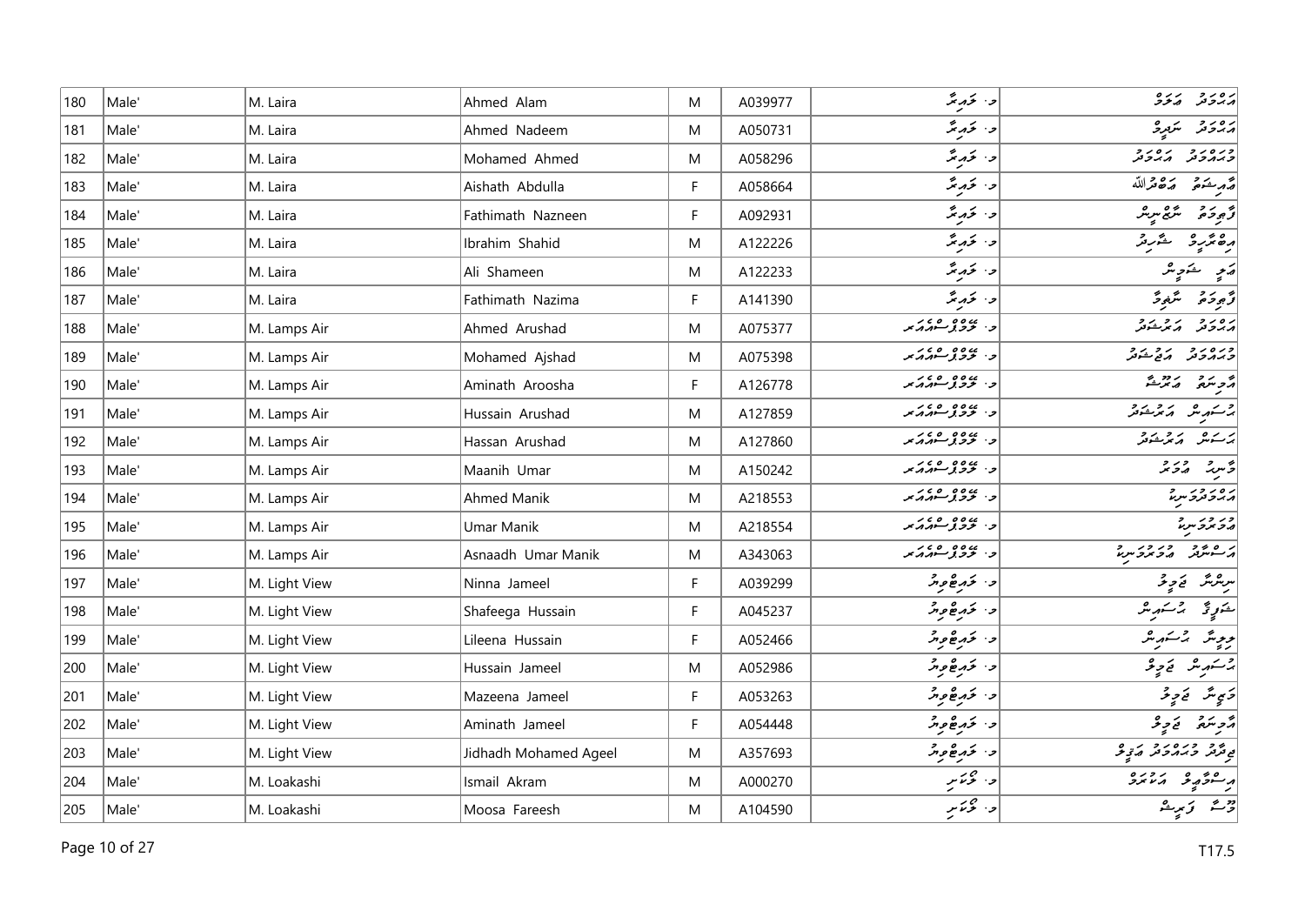| 180 | Male' | M. Laira | Ahmed Alam | M | A039977 | م. ލައިރާ | އަޙްމަދު އަލަމް |
|---|---|---|---|---|---|---|---|
| 181 | Male' | M. Laira | Ahmed Nadeem | M | A050731 | މ. ލައިރާ | އަޙްމަދު ނަދީމް |
| 182 | Male' | M. Laira | Mohamed Ahmed | M | A058296 | މ. ލައިރާ | މުޙައްމަދު އަޙްމަދު |
| 183 | Male' | M. Laira | Aishath Abdulla | F | A058664 | މ. ލައިރާ | އައިށަތު އަބްދުﷲ |
| 184 | Male' | M. Laira | Fathimath Nazneen | F | A092931 | މ. ލައިރާ | ފާތިމަތު ނަޒްނީން |
| 185 | Male' | M. Laira | Ibrahim Shahid | M | A122226 | މ. ލައިރާ | އިބްރާހީމް ޝާހިދު |
| 186 | Male' | M. Laira | Ali Shameen | M | A122233 | މ. ލައިރާ | އަލި ޝަމީން |
| 187 | Male' | M. Laira | Fathimath Nazima | F | A141390 | މ. ލައިރާ | ފާތިމަތު ނާޒިމާ |
| 188 | Male' | M. Lamps Air | Ahmed Arushad | M | A075377 | މ. ލޭމްޕްސްއެއަރ | އަޙްމަދު އަރުޝަދު |
| 189 | Male' | M. Lamps Air | Mohamed Ajshad | M | A075398 | މ. ލޭމްޕްސްއެއަރ | މުޙައްމަދު އަޖްޝަދު |
| 190 | Male' | M. Lamps Air | Aminath Aroosha | F | A126778 | މ. ލޭމްޕްސްއެއަރ | އާމިނަތު އަރޫޝާ |
| 191 | Male' | M. Lamps Air | Hussain Arushad | M | A127859 | މ. ލޭމްޕްސްއެއަރ | ޙުސައިން އަރުޝަދު |
| 192 | Male' | M. Lamps Air | Hassan Arushad | M | A127860 | މ. ލޭމްޕްސްއެއަރ | ޙަސަން އަރުޝަދު |
| 193 | Male' | M. Lamps Air | Maanih Umar | M | A150242 | މ. ލޭމްޕްސްއެއަރ | މާނިހު ޢުމަރު |
| 194 | Male' | M. Lamps Air | Ahmed Manik | M | A218553 | މ. ލޭމްޕްސްއެއަރ | އަޙްމަދުމަނިކު |
| 195 | Male' | M. Lamps Air | Umar Manik | M | A218554 | މ. ލޭމްޕްސްއެއަރ | ޢުމަރުމަނިކު |
| 196 | Male' | M. Lamps Air | Asnaadh Umar Manik | M | A343063 | މ. ލޭމްޕްސްއެއަރ | އަސްނާދު ޢުމަރުމަނިކު |
| 197 | Male' | M. Light View | Ninna Jameel | F | A039299 | މ. ލައިޓްވިއު | ނިންނާ ޖަމީލް |
| 198 | Male' | M. Light View | Shafeega Hussain | F | A045237 | މ. ލައިޓްވިއު | ޝަފީގާ ޙުސައިން |
| 199 | Male' | M. Light View | Lileena Hussain | F | A052466 | މ. ލައިޓްވިއު | ލިލީނާ ޙުސައިން |
| 200 | Male' | M. Light View | Hussain Jameel | M | A052986 | މ. ލައިޓްވިއު | ޙުސައިން ޖަމީލް |
| 201 | Male' | M. Light View | Mazeena Jameel | F | A053263 | މ. ލައިޓްވިއު | މަޒީނާ ޖަމީލް |
| 202 | Male' | M. Light View | Aminath Jameel | F | A054448 | މ. ލައިޓްވިއު | އާމިނަތު ޖަމީލް |
| 203 | Male' | M. Light View | Jidhadh Mohamed Ageel | M | A357693 | މ. ލައިޓްވިއު | ޖިދާދު މުޙައްމަދު އަޤީލް |
| 204 | Male' | M. Loakashi | Ismail Akram | M | A000270 | މ. ލޯކަޝި | އިސްމާޢީލް އަކްރަމް |
| 205 | Male' | M. Loakashi | Moosa Fareesh | M | A104590 | މ. ލޯކަޝި | މޫސާ ފަރީޝް |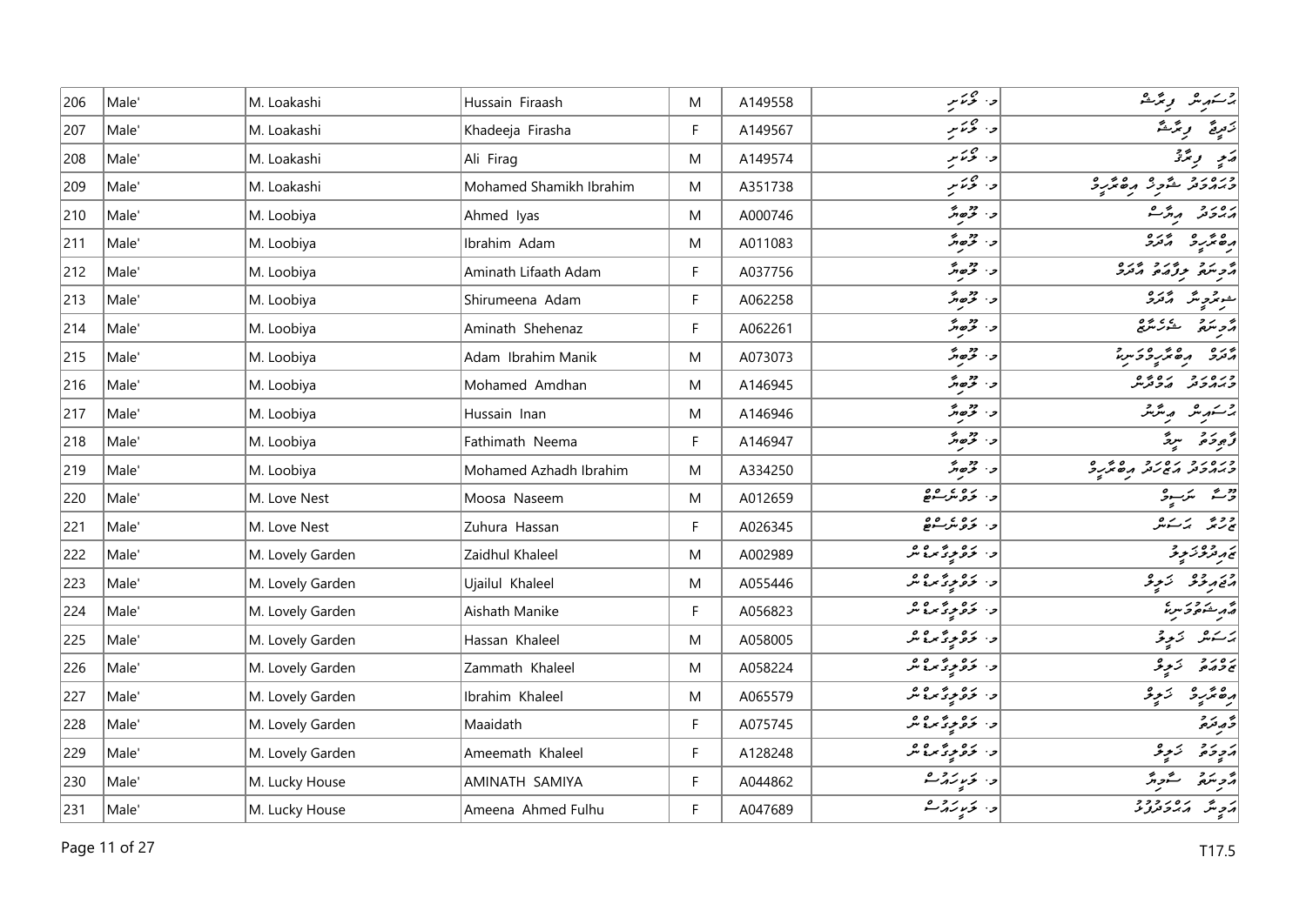| 206 | Male' | M. Loakashi | Hussain Firaash | M | A149558 | މ. ލޯކަޝި | ހުސައިން ފިރާޝް |
|---|---|---|---|---|---|---|---|
| 207 | Male' | M. Loakashi | Khadeeja Firasha | F | A149567 | މ. ލޯކަޝި | ޚަދީޖާ ފިރާޝާ |
| 208 | Male' | M. Loakashi | Ali Firag | M | A149574 | މ. ލޯކަޝި | އަލީ ފިރާގު |
| 209 | Male' | M. Loakashi | Mohamed Shamikh Ibrahim | M | A351738 | މ. ލޯކަޝި | މުޙައްމަދު ޝާމިޚް އިބްރާހީމް |
| 210 | Male' | M. Loobiya | Ahmed Iyas | M | A000746 | މ. ލޫބިޔާ | އަޙްމަދު އިޔާސް |
| 211 | Male' | M. Loobiya | Ibrahim Adam | M | A011083 | މ. ލޫބިޔާ | އިބްރާހީމް އާދަމް |
| 212 | Male' | M. Loobiya | Aminath Lifaath Adam | F | A037756 | މ. ލޫބިޔާ | އާމިނަތު ލިފާއަތު އާދަމް |
| 213 | Male' | M. Loobiya | Shirumeena Adam | F | A062258 | މ. ލޫބިޔާ | ޝިރުމީނާ އާދަމް |
| 214 | Male' | M. Loobiya | Aminath Shehenaz | F | A062261 | މ. ލޫބިޔާ | އާމިނަތު ޝެހެނާޒް |
| 215 | Male' | M. Loobiya | Adam Ibrahim Manik | M | A073073 | މ. ލޫބިޔާ | އާދަމް އިބްރާހީމްމަނިކު |
| 216 | Male' | M. Loobiya | Mohamed Amdhan | M | A146945 | މ. ލޫބިޔާ | މުޙައްމަދު އަމްދާން |
| 217 | Male' | M. Loobiya | Hussain Inan | M | A146946 | މ. ލޫބިޔާ | ހުސައިން އިނާން |
| 218 | Male' | M. Loobiya | Fathimath Neema | F | A146947 | މ. ލޫބިޔާ | ފާތިމަތު ނީމާ |
| 219 | Male' | M. Loobiya | Mohamed Azhadh Ibrahim | M | A334250 | މ. ލޫބިޔާ | މުޙައްމަދު އަޒްހަދު އިބްރާހީމް |
| 220 | Male' | M. Love Nest | Moosa Naseem | M | A012659 | މ. ލަވްނެސްޓް | މޫސާ ނަސީމް |
| 221 | Male' | M. Love Nest | Zuhura Hassan | F | A026345 | މ. ލަވްނެސްޓް | ޒުހުރާ ހަސަން |
| 222 | Male' | M. Lovely Garden | Zaidhul Khaleel | M | A002989 | މ. ލަވްލީގާޑަން | ޒައިދުލްޚަލީލް |
| 223 | Male' | M. Lovely Garden | Ujailul Khaleel | M | A055446 | މ. ލަވްލީގާޑަން | އުޖައިލުލް ޚަލީލް |
| 224 | Male' | M. Lovely Garden | Aishath Manike | F | A056823 | މ. ލަވްލީގާޑަން | އައިޝަތުމަނިކެ |
| 225 | Male' | M. Lovely Garden | Hassan Khaleel | M | A058005 | މ. ލަވްލީގާޑަން | ހަސަން ޚަލީލް |
| 226 | Male' | M. Lovely Garden | Zammath Khaleel | M | A058224 | މ. ލަވްލީގާޑަން | ޒައްމަތު ޚަލީލް |
| 227 | Male' | M. Lovely Garden | Ibrahim Khaleel | M | A065579 | މ. ލަވްލީގާޑަން | އިބްރާހީމް ޚަލީލް |
| 228 | Male' | M. Lovely Garden | Maaidath | F | A075745 | މ. ލަވްލީގާޑަން | މާއިދަތު |
| 229 | Male' | M. Lovely Garden | Ameemath Khaleel | F | A128248 | މ. ލަވްލީގާޑަން | އަމީމަތު ޚަލީލް |
| 230 | Male' | M. Lucky House | AMINATH SAMIYA | F | A044862 | މ. ލަކީހައުސް | އާމިނަތު ސާމިޔާ |
| 231 | Male' | M. Lucky House | Ameena Ahmed Fulhu | F | A047689 | މ. ލަކީހައުސް | އަމީނާ އަޙްމަދުފުޅު |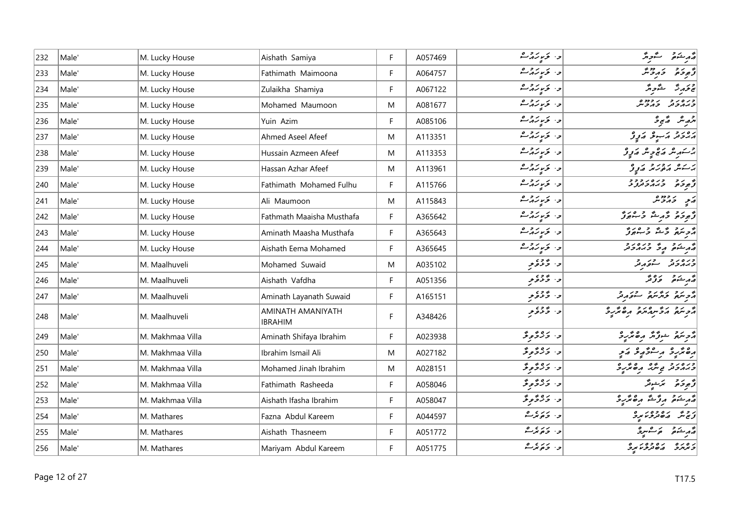| 232 | Male' | M. Lucky House | Aishath Samiya | F | A057469 | م. ލަކީހައުސް | ޢާއިޝަތު ސާމިޔާ |
|---|---|---|---|---|---|---|---|
| 233 | Male' | M. Lucky House | Fathimath Maimoona | F | A064757 | م. ލަކީހައުސް | ފާތިމަތު މައިމޫނާ |
| 234 | Male' | M. Lucky House | Zulaikha Shamiya | F | A067122 | م. ލަކީހައުސް | ޒުލައިޚާ ޝާމިޔާ |
| 235 | Male' | M. Lucky House | Mohamed Maumoon | M | A081677 | م. ލަކީހައުސް | މުހައްމަދު މައުމޫން |
| 236 | Male' | M. Lucky House | Yuin Azim | F | A085106 | م. ލަކީހައުސް | ޔޫއިން އާޒިމް |
| 237 | Male' | M. Lucky House | Ahmed Aseel Afeef | M | A113351 | م. ލަކީހައުސް | އަހުމަދު އަސީލް އަފީފް |
| 238 | Male' | M. Lucky House | Hussain Azmeen Afeef | M | A113353 | م. ލަކީހައުސް | ހުސައިން އަޒްމީން އަފީފް |
| 239 | Male' | M. Lucky House | Hassan Azhar Afeef | M | A113961 | م. ލަކީހައުސް | ހަސަން އަޒްހަރު އަފީފް |
| 240 | Male' | M. Lucky House | Fathimath Mohamed Fulhu | F | A115766 | م. ލަކީހައުސް | ފާތިމަތު މުހައްމަދުފުޅު |
| 241 | Male' | M. Lucky House | Ali Maumoon | M | A115843 | م. ލަކީހައުސް | އަލި މައުމޫން |
| 242 | Male' | M. Lucky House | Fathmath Maaisha Musthafa | F | A365642 | م. ލަކީހައުސް | ފާތުމަތު މާއިޝާ މުސްތަފާ |
| 243 | Male' | M. Lucky House | Aminath Maasha Musthafa | F | A365643 | م. ލަކީހައުސް | އާމިނަތު މާޝާ މުސްތަފާ |
| 244 | Male' | M. Lucky House | Aishath Eema Mohamed | F | A365645 | م. ލަކީހައުސް | ޢާއިޝަތު އީމާ މުހައްމަދު |
| 245 | Male' | M. Maalhuveli | Mohamed Suwaid | M | A035102 | م. މާޅުވެލި | މުހައްމަދު ސުވައިދު |
| 246 | Male' | M. Maalhuveli | Aishath Vafdha | F | A051356 | م. މާޅުވެލި | ޢާއިޝަތު ވަފްދާ |
| 247 | Male' | M. Maalhuveli | Aminath Layanath Suwaid | F | A165151 | م. މާޅުވެލި | އާމިނަތު ލަޔަނަތު ސުވައިދު |
| 248 | Male' | M. Maalhuveli | AMINATH AMANIYATH IBRAHIM | F | A348426 | م. މާޅުވެލި | އާމިނަތު އަމާނިޔަތު އިބްރާހީމް |
| 249 | Male' | M. Makhmaa Villa | Aminath Shifaya Ibrahim | F | A023938 | م. މަޚްމާވިލާ | އާމިނަތު ޝިފާޔާ އިބްރާހީމް |
| 250 | Male' | M. Makhmaa Villa | Ibrahim Ismail Ali | M | A027182 | م. މަޚްމާވިލާ | އިބްރާހީމް އިސްމާޢީލް ޢަލީ |
| 251 | Male' | M. Makhmaa Villa | Mohamed Jinah Ibrahim | M | A028151 | م. މަޚްމާވިލާ | މުހައްމަދު ޖިނާޙް އިބްރާހީމް |
| 252 | Male' | M. Makhmaa Villa | Fathimath Rasheeda | F | A058046 | م. މަޚްމާވިލާ | ފާތިމަތު ރަޝީދާ |
| 253 | Male' | M. Makhmaa Villa | Aishath Ifasha Ibrahim | F | A058047 | م. މަޚްމާވިލާ | ޢާއިޝަތު އިފާޝާ އިބްރާހީމް |
| 254 | Male' | M. Mathares | Fazna Abdul Kareem | F | A044597 | م. މަތަރެސް | ފަޒްނާ އަބްދުލްކަރީމް |
| 255 | Male' | M. Mathares | Aishath Thasneem | F | A051772 | م. މަތަރެސް | ޢާއިޝަތު ތަސްނީމް |
| 256 | Male' | M. Mathares | Mariyam Abdul Kareem | F | A051775 | م. މަތަރެސް | މަރިޔަމް އަބްދުލްކަރީމް |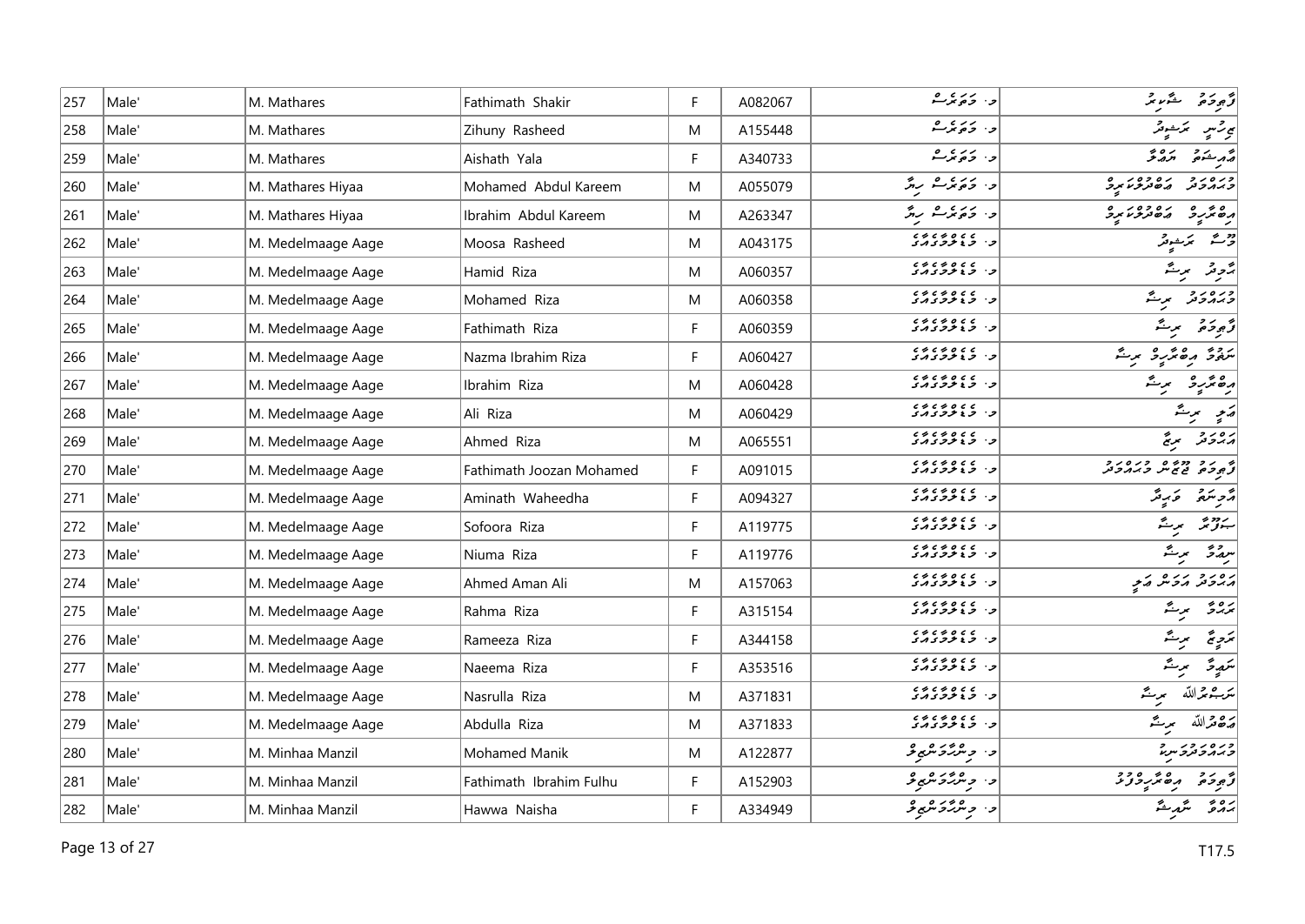| 257 | Male' | M. Mathares | Fathimath Shakir | F | A082067 | މ. މަތަރެސް | ފާތިމަތު ޝާކިރު |
|---|---|---|---|---|---|---|---|
| 258 | Male' | M. Mathares | Zihuny Rasheed | M | A155448 | މ. މަތަރެސް | ޒިހުނީ ރަޝީދު |
| 259 | Male' | M. Mathares | Aishath Yala | F | A340733 | މ. މަތަރެސް | އާއިޝަތު ޔަލާ |
| 260 | Male' | M. Mathares Hiyaa | Mohamed Abdul Kareem | M | A055079 | މ. މަތަރެސް ހިޔާ | މުހައްމަދު އަބްދުލްކަރީމް |
| 261 | Male' | M. Mathares Hiyaa | Ibrahim Abdul Kareem | M | A263347 | މ. މަތަރެސް ހިޔާ | އިބްރާހީމް އަބްދުލްކަރީމް |
| 262 | Male' | M. Medelmaage Aage | Moosa Rasheed | M | A043175 | މ. މެޑެލްމާގެއާގެ | މޫސާ ރަޝީދު |
| 263 | Male' | M. Medelmaage Aage | Hamid Riza | M | A060357 | މ. މެޑެލްމާގެއާގެ | ހާމިދު ރިޟާ |
| 264 | Male' | M. Medelmaage Aage | Mohamed Riza | M | A060358 | މ. މެޑެލްމާގެއާގެ | މުހައްމަދު ރިޟާ |
| 265 | Male' | M. Medelmaage Aage | Fathimath Riza | F | A060359 | މ. މެޑެލްމާގެއާގެ | ފާތިމަތު ރިޟާ |
| 266 | Male' | M. Medelmaage Aage | Nazma Ibrahim Riza | F | A060427 | މ. މެޑެލްމާގެއާގެ | ނަޒްމާ އިބްރާހީމް ރިޟާ |
| 267 | Male' | M. Medelmaage Aage | Ibrahim Riza | M | A060428 | މ. މެޑެލްމާގެއާގެ | އިބްރާހީމް ރިޟާ |
| 268 | Male' | M. Medelmaage Aage | Ali Riza | M | A060429 | މ. މެޑެލްމާގެއާގެ | އަލި ރިޟާ |
| 269 | Male' | M. Medelmaage Aage | Ahmed Riza | M | A065551 | މ. މެޑެލްމާގެއާގެ | އަހްމަދު ރިޟާ |
| 270 | Male' | M. Medelmaage Aage | Fathimath Joozan Mohamed | F | A091015 | މ. މެޑެލްމާގެއާގެ | ފާތިމަތު ޖޫޒާން މުހައްމަދު |
| 271 | Male' | M. Medelmaage Aage | Aminath Waheedha | F | A094327 | މ. މެޑެލްމާގެއާގެ | އާމިނަތު ވަހީދާ |
| 272 | Male' | M. Medelmaage Aage | Sofoora Riza | F | A119775 | މ. މެޑެލްމާގެއާގެ | ސަފޫރާ ރިޟާ |
| 273 | Male' | M. Medelmaage Aage | Niuma Riza | F | A119776 | މ. މެޑެލްމާގެއާގެ | ނިއުމާ ރިޟާ |
| 274 | Male' | M. Medelmaage Aage | Ahmed Aman Ali | M | A157063 | މ. މެޑެލްމާގެއާގެ | އަހްމަދު އަމަން އަލި |
| 275 | Male' | M. Medelmaage Aage | Rahma Riza | F | A315154 | މ. މެޑެލްމާގެއާގެ | ރަހްމާ ރިޟާ |
| 276 | Male' | M. Medelmaage Aage | Rameeza Riza | F | A344158 | މ. މެޑެލްމާގެއާގެ | ރަމީޒާ ރިޟާ |
| 277 | Male' | M. Medelmaage Aage | Naeema Riza | F | A353516 | މ. މެޑެލްމާގެއާގެ | ނައީމާ ރިޟާ |
| 278 | Male' | M. Medelmaage Aage | Nasrulla Riza | M | A371831 | މ. މެޑެލްމާގެއާގެ | ނަސްރުﷲ ރިޟާ |
| 279 | Male' | M. Medelmaage Aage | Abdulla Riza | M | A371833 | މ. މެޑެލްމާގެއާގެ | އަބްދުﷲ ރިޟާ |
| 280 | Male' | M. Minhaa Manzil | Mohamed Manik | M | A122877 | މ. މިންހާމަންޒިލް | މުހައްމަދުމަނިކު |
| 281 | Male' | M. Minhaa Manzil | Fathimath Ibrahim Fulhu | F | A152903 | މ. މިންހާމަންޒިލް | ފާތިމަތު އިބްރާހީމްފުޅު |
| 282 | Male' | M. Minhaa Manzil | Hawwa Naisha | F | A334949 | މ. މިންހާމަންޒިލް | ހައްވާ ނައިޝާ |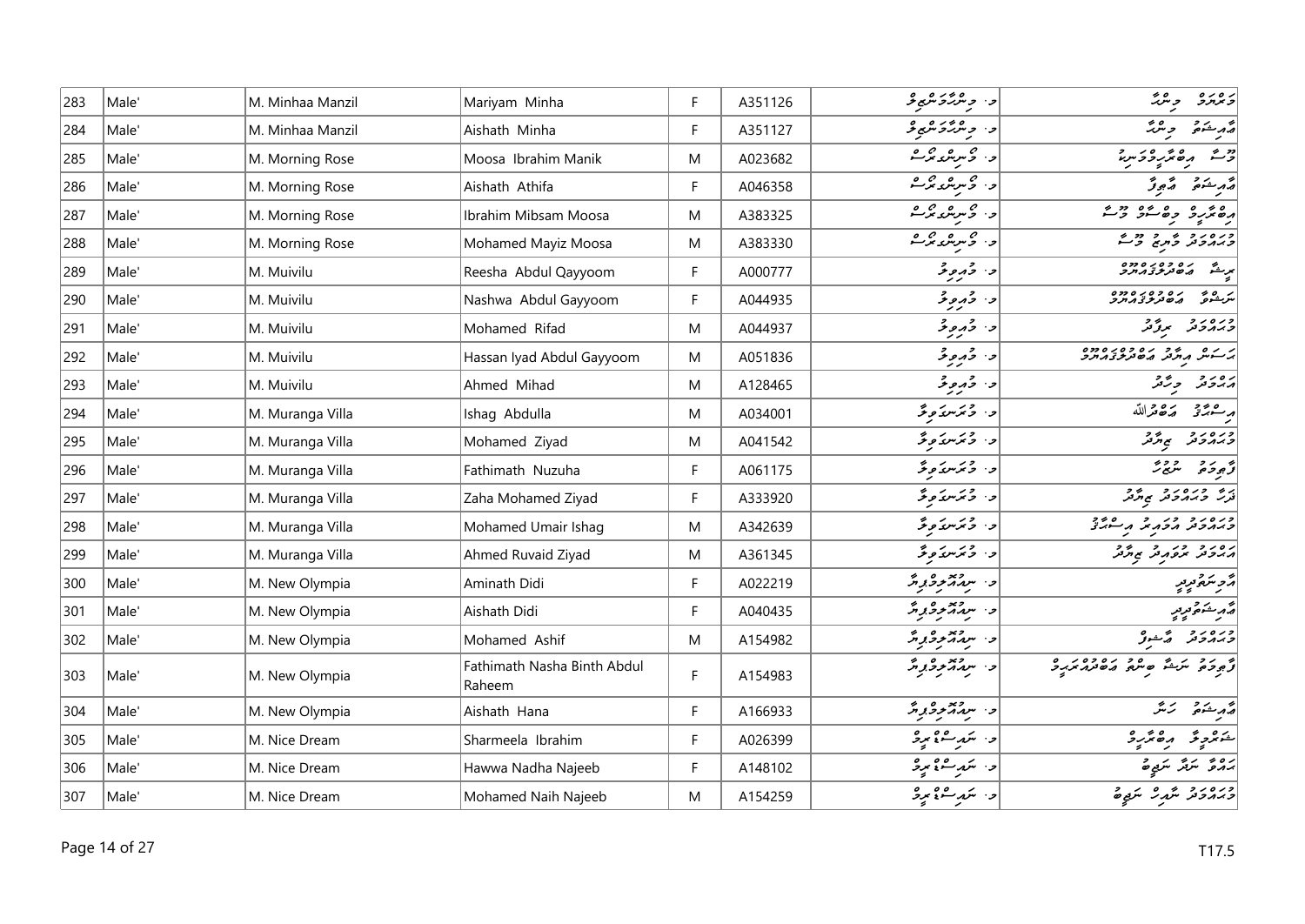| 283 | Male' | M. Minhaa Manzil | Mariyam Minha | F | A351126 | މ. މިންހާމަންޒިލް | މަރިޔަމް މިންހާ |
|---|---|---|---|---|---|---|---|
| 284 | Male' | M. Minhaa Manzil | Aishath Minha | F | A351127 | މ. މިންހާމަންޒިލް | އާއިޝަތު މިންހާ |
| 285 | Male' | M. Morning Rose | Moosa Ibrahim Manik | M | A023682 | މ. މޯނިންގރޯޒް | މޫސާ އިބްރާހީމްމަނިކު |
| 286 | Male' | M. Morning Rose | Aishath Athifa | F | A046358 | މ. މޯނިންގރޯޒް | އާއިޝަތު އާތިފާ |
| 287 | Male' | M. Morning Rose | Ibrahim Mibsam Moosa | M | A383325 | މ. މޯނިންގރޯޒް | އިބްރާހީމް މިބްސަމް މޫސާ |
| 288 | Male' | M. Morning Rose | Mohamed Mayiz Moosa | M | A383330 | މ. މޯނިންގރޯޒް | މުޙައްމަދު މާއިޒް މޫސާ |
| 289 | Male' | M. Muivilu | Reesha Abdul Qayyoom | F | A000777 | މ. މުއިވިލު | ރީޝާ އަބްދުލްޤައްޔޫމް |
| 290 | Male' | M. Muivilu | Nashwa Abdul Gayyoom | F | A044935 | މ. މުއިވިލު | ނަޝްވާ އަބްދުލްގައްޔޫމް |
| 291 | Male' | M. Muivilu | Mohamed Rifad | M | A044937 | މ. މުއިވިލު | މުޙައްމަދު ރިފާދު |
| 292 | Male' | M. Muivilu | Hassan Iyad Abdul Gayyoom | M | A051836 | މ. މުއިވިލު | ހަސަން އިޔާދު އަބްދުލްގައްޔޫމް |
| 293 | Male' | M. Muivilu | Ahmed Mihad | M | A128465 | މ. މުއިވިލު | އަޙްމަދު މިހާދު |
| 294 | Male' | M. Muranga Villa | Ishag Abdulla | M | A034001 | މ. މުރަނގަވިލާ | އިސްޙާޤު އަބްދުﷲ |
| 295 | Male' | M. Muranga Villa | Mohamed Ziyad | M | A041542 | މ. މުރަނގަވިލާ | މުޙައްމަދު ޒިޔާދު |
| 296 | Male' | M. Muranga Villa | Fathimath Nuzuha | F | A061175 | މ. މުރަނގަވިލާ | ފާތިމަތު ނުޒުހާ |
| 297 | Male' | M. Muranga Villa | Zaha Mohamed Ziyad | F | A333920 | މ. މުރަނގަވިލާ | ޒަހާ މުޙައްމަދު ޒިޔާދު |
| 298 | Male' | M. Muranga Villa | Mohamed Umair Ishag | M | A342639 | މ. މުރަނގަވިލާ | މުޙައްމަދު އުމައިރު އިސްޙާޤު |
| 299 | Male' | M. Muranga Villa | Ahmed Ruvaid Ziyad | M | A361345 | މ. މުރަނގަވިލާ | އަޙްމަދު ރުވައިދު ޒިޔާދު |
| 300 | Male' | M. New Olympia | Aminath Didi | F | A022219 | މ. ނިއުއޮލިމްޕިއާ | އާމިނަތުދީދީ |
| 301 | Male' | M. New Olympia | Aishath Didi | F | A040435 | މ. ނިއުއޮލިމްޕިއާ | އާއިޝަތުދީދީ |
| 302 | Male' | M. New Olympia | Mohamed Ashif | M | A154982 | މ. ނިއުއޮލިމްޕިއާ | މުޙައްމަދު އާޝިފް |
| 303 | Male' | M. New Olympia | Fathimath Nasha Binth Abdul Raheem | F | A154983 | މ. ނިއުއޮލިމްޕިއާ | ފާތިމަތު ނަޝާ ބިންތު އަބްދުއްރަޙީމް |
| 304 | Male' | M. New Olympia | Aishath Hana | F | A166933 | މ. ނިއުއޮލިމްޕިއާ | އާއިޝަތު ހަނާ |
| 305 | Male' | M. Nice Dream | Sharmeela Ibrahim | F | A026399 | މ. ނައިސްޑްރީމް | ޝަރްމީލާ އިބްރާހީމް |
| 306 | Male' | M. Nice Dream | Hawwa Nadha Najeeb | F | A148102 | މ. ނައިސްޑްރީމް | ހައްވާ ނަދާ ނަޖީބު |
| 307 | Male' | M. Nice Dream | Mohamed Naih Najeeb | M | A154259 | މ. ނައިސްޑްރީމް | މުޙައްމަދު ނާއިހް ނަޖީބު |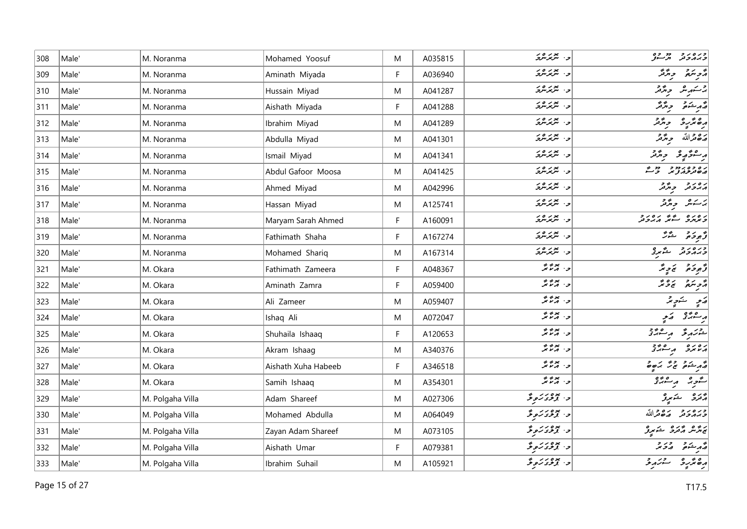| 308 | Male' | M. Noranma | Mohamed Yoosuf | M | A035815 | މ. ނޫރަންމާ | މުޙައްމަދު ޔޫސުފް |
|---|---|---|---|---|---|---|---|
| 309 | Male' | M. Noranma | Aminath Miyada | F | A036940 | މ. ނޫރަންމާ | އާމިނަތު މިޔާދާ |
| 310 | Male' | M. Noranma | Hussain Miyad | M | A041287 | މ. ނޫރަންމާ | ޙުސައިން މިޔާދު |
| 311 | Male' | M. Noranma | Aishath Miyada | F | A041288 | މ. ނޫރަންމާ | ޢާއިޝަތު މިޔާދާ |
| 312 | Male' | M. Noranma | Ibrahim Miyad | M | A041289 | މ. ނޫރަންމާ | އިބްރާހީމް މިޔާދު |
| 313 | Male' | M. Noranma | Abdulla Miyad | M | A041301 | މ. ނޫރަންމާ | ޢަބްދުﷲ މިޔާދު |
| 314 | Male' | M. Noranma | Ismail Miyad | M | A041341 | މ. ނޫރަންމާ | އިސްމާޢީލް މިޔާދު |
| 315 | Male' | M. Noranma | Abdul Gafoor Moosa | M | A041425 | މ. ނޫރަންމާ | ޢަބްދުލްޣަފޫރު މޫސާ |
| 316 | Male' | M. Noranma | Ahmed Miyad | M | A042996 | މ. ނޫރަންމާ | އަޙްމަދު މިޔާދު |
| 317 | Male' | M. Noranma | Hassan Miyad | M | A125741 | މ. ނޫރަންމާ | ޙަސަން މިޔާދު |
| 318 | Male' | M. Noranma | Maryam Sarah Ahmed | F | A160091 | މ. ނޫރަންމާ | މަރްޔަމް ސާރާ އަޙްމަދު |
| 319 | Male' | M. Noranma | Fathimath Shaha | F | A167274 | މ. ނޫރަންމާ | ފާތިމަތު ޝާހާ |
| 320 | Male' | M. Noranma | Mohamed Shariq | M | A167314 | މ. ނޫރަންމާ | މުޙައްމަދު ޝާރިޤު |
| 321 | Male' | M. Okara | Fathimath Zameera | F | A048367 | މ. އޯކަރާ | ފާތިމަތު ޒަމީރާ |
| 322 | Male' | M. Okara | Aminath Zamra | F | A059400 | މ. އޯކަރާ | އާމިނަތު ޒަމްރާ |
| 323 | Male' | M. Okara | Ali Zameer | M | A059407 | މ. އޯކަރާ | ޢަލި ޒަމީރު |
| 324 | Male' | M. Okara | Ishaq Ali | M | A072047 | މ. އޯކަރާ | އިސްޙާޤު ޢަލި |
| 325 | Male' | M. Okara | Shuhaila Ishaaq | F | A120653 | މ. އޯކަރާ | ޝުހައިލާ އިސްޙާޤު |
| 326 | Male' | M. Okara | Akram Ishaag | M | A340376 | މ. އޯކަރާ | އަކްރަމް އިސްޙާޤު |
| 327 | Male' | M. Okara | Aishath Xuha Habeeb | F | A346518 | މ. އޯކަރާ | ޢާއިޝަތު ޒުހާ ހަބީބު |
| 328 | Male' | M. Okara | Samih Ishaaq | M | A354301 | މ. އޯކަރާ | ސާމިހު އިސްޙާޤު |
| 329 | Male' | M. Polgaha Villa | Adam Shareef | M | A027306 | މ. ޕޮލްގަހަވިލާ | އާދަމް ޝަރީފު |
| 330 | Male' | M. Polgaha Villa | Mohamed Abdulla | M | A064049 | މ. ޕޮލްގަހަވިލާ | މުޙައްމަދު ޢަބްދުﷲ |
| 331 | Male' | M. Polgaha Villa | Zayan Adam Shareef | M | A073105 | މ. ޕޮލްގަހަވިލާ | ޒަޔާން އާދަމް ޝަރީފު |
| 332 | Male' | M. Polgaha Villa | Aishath Umar | F | A079381 | މ. ޕޮލްގަހަވިލާ | ޢާއިޝަތު ޢުމަރު |
| 333 | Male' | M. Polgaha Villa | Ibrahim Suhail | M | A105921 | މ. ޕޮލްގަހަވިލާ | އިބްރާހީމް ސުހައިލު |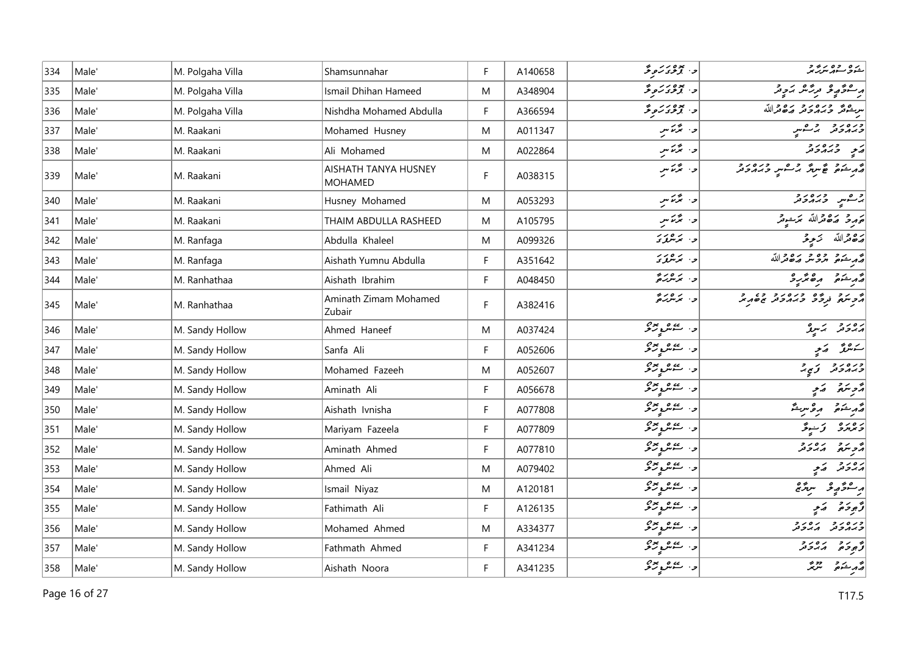| 334 | Male' | M. Polgaha Villa | Shamsunnahar | F | A140658 | މ. ޕޮލްގަހަވިލާ | ޝަމްސުއްނަހާރު |
|---|---|---|---|---|---|---|---|
| 335 | Male' | M. Polgaha Villa | Ismail Dhihan Hameed | M | A348904 | މ. ޕޮލްގަހަވިލާ | އިސްމާޢީލް ދިހާން ހަމީދު |
| 336 | Male' | M. Polgaha Villa | Nishdha Mohamed Abdulla | F | A366594 | މ. ޕޮލްގަހަވިލާ | ނިޝްދާ މުޙައްމަދު އަބްދުﷲ |
| 337 | Male' | M. Raakani | Mohamed Husney | M | A011347 | މ. ރާކަނި | މުޙައްމަދު ހުސްނީ |
| 338 | Male' | M. Raakani | Ali Mohamed | M | A022864 | މ. ރާކަނި | އަލި މުޙައްމަދު |
| 339 | Male' | M. Raakani | AISHATH TANYA HUSNEY MOHAMED | F | A038315 | މ. ރާކަނި | އާއިޝަތު ޓާނިޔާ ހުސްނީ މުޙައްމަދު |
| 340 | Male' | M. Raakani | Husney Mohamed | M | A053293 | މ. ރާކަނި | ހުސްނީ މުޙައްމަދު |
| 341 | Male' | M. Raakani | THAIM ABDULLA RASHEED | M | A105795 | މ. ރާކަނި | ތައިމް އަބްދުﷲ ރަޝީދު |
| 342 | Male' | M. Ranfaga | Abdulla Khaleel | M | A099326 | މ. ރަންފަގަ | އަބްދުﷲ ޚަލީލް |
| 343 | Male' | M. Ranfaga | Aishath Yumnu Abdulla | F | A351642 | މ. ރަންފަގަ | އާއިޝަތު ޔުމްނު އަބްދުﷲ |
| 344 | Male' | M. Ranhathaa | Aishath Ibrahim | F | A048450 | މ. ރަންހަތާ | އާއިޝަތު އިބްރާހީމް |
| 345 | Male' | M. Ranhathaa | Aminath Zimam Mohamed Zubair | F | A382416 | މ. ރަންހަތާ | އާމިނަތު ޒިމާމް މުޙައްމަދު ޒުބައިރު |
| 346 | Male' | M. Sandy Hollow | Ahmed Haneef | M | A037424 | މ. ސެންޑީހޮލޯ | އަޙްމަދު ހަނީފު |
| 347 | Male' | M. Sandy Hollow | Sanfa Ali | F | A052606 | މ. ސެންޑީހޮލޯ | ސަންފާ އަލި |
| 348 | Male' | M. Sandy Hollow | Mohamed Fazeeh | M | A052607 | މ. ސެންޑީހޮލޯ | މުޙައްމަދު ފަޞީޙު |
| 349 | Male' | M. Sandy Hollow | Aminath Ali | F | A056678 | މ. ސެންޑީހޮލޯ | އާމިނަތު އަލި |
| 350 | Male' | M. Sandy Hollow | Aishath Ivnisha | F | A077808 | މ. ސެންޑީހޮލޯ | އާއިޝަތު އިވްނިޝާ |
| 351 | Male' | M. Sandy Hollow | Mariyam Fazeela | F | A077809 | މ. ސެންޑީހޮލޯ | މަރިޔަމް ފަޒީލާ |
| 352 | Male' | M. Sandy Hollow | Aminath Ahmed | F | A077810 | މ. ސެންޑީހޮލޯ | އާމިނަތު އަޙްމަދު |
| 353 | Male' | M. Sandy Hollow | Ahmed Ali | M | A079402 | މ. ސެންޑީހޮލޯ | އަޙްމަދު އަލި |
| 354 | Male' | M. Sandy Hollow | Ismail Niyaz | M | A120181 | މ. ސެންޑީހޮލޯ | އިސްމާޢީލް ނިޔާޒު |
| 355 | Male' | M. Sandy Hollow | Fathimath Ali | F | A126135 | މ. ސެންޑީހޮލޯ | ފާތިމަތު އަލި |
| 356 | Male' | M. Sandy Hollow | Mohamed Ahmed | M | A334377 | މ. ސެންޑީހޮލޯ | މުޙައްމަދު އަޙްމަދު |
| 357 | Male' | M. Sandy Hollow | Fathmath Ahmed | F | A341234 | މ. ސެންޑީހޮލޯ | ފާތިމަތު އަޙްމަދު |
| 358 | Male' | M. Sandy Hollow | Aishath Noora | F | A341235 | މ. ސެންޑީހޮލޯ | އާއިޝަތު ނޫރާ |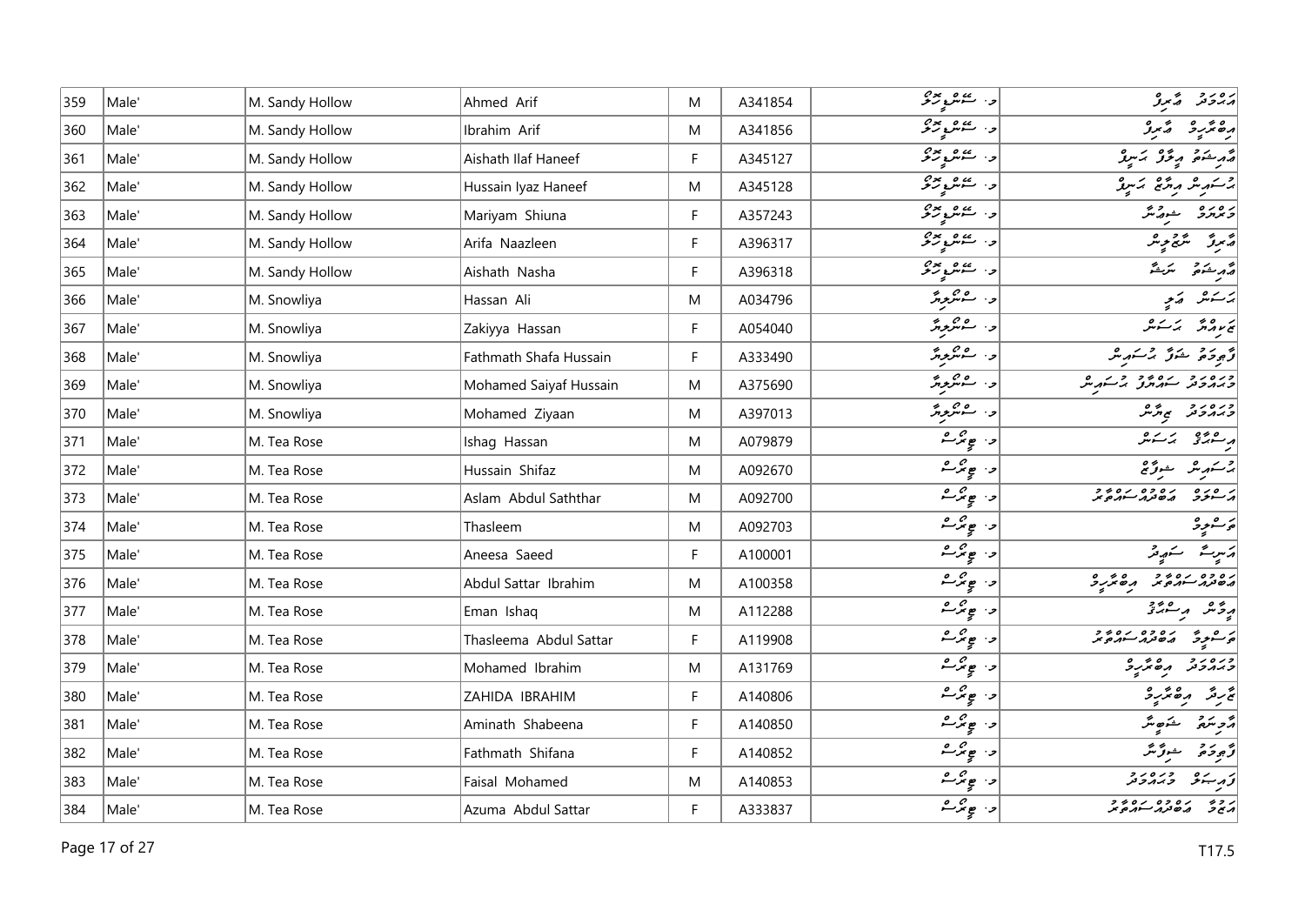| 359 | Male' | M. Sandy Hollow | Ahmed Arif | M | A341854 | م. ސޭންޑީހޮލޯ | އަޙްމަދު އާރިފް |
|---|---|---|---|---|---|---|---|
| 360 | Male' | M. Sandy Hollow | Ibrahim Arif | M | A341856 | م. ސޭންޑީހޮލޯ | އިބްރާހީމް އާރިފް |
| 361 | Male' | M. Sandy Hollow | Aishath Ilaf Haneef | F | A345127 | م. ސޭންޑީހޮލޯ | އާއިޝަތު އިލާފް ހަނީފް |
| 362 | Male' | M. Sandy Hollow | Hussain Iyaz Haneef | M | A345128 | م. ސޭންޑީހޮލޯ | ހުސައިން އިޔާޒް ހަނީފް |
| 363 | Male' | M. Sandy Hollow | Mariyam Shiuna | F | A357243 | م. ސޭންޑީހޮލޯ | މަރިޔަމް ޝިއުނާ |
| 364 | Male' | M. Sandy Hollow | Arifa Naazleen | F | A396317 | م. ސޭންޑީހޮލޯ | އާރިފާ ނާޒްލީން |
| 365 | Male' | M. Sandy Hollow | Aishath Nasha | F | A396318 | م. ސޭންޑީހޮލޯ | އާއިޝަތު ނަޝާ |
| 366 | Male' | M. Snowliya | Hassan Ali | M | A034796 | م. ސްނޯލިޔާ | ހަސަން އަލި |
| 367 | Male' | M. Snowliya | Zakiyya Hassan | F | A054040 | م. ސްނޯލިޔާ | ޒަކިއްޔާ ހަސަން |
| 368 | Male' | M. Snowliya | Fathmath Shafa Hussain | F | A333490 | م. ސްނޯލިޔާ | ފާތިމަތު ޝަފާ ހުސައިން |
| 369 | Male' | M. Snowliya | Mohamed Saiyaf Hussain | M | A375690 | م. ސްނޯލިޔާ | މުޙައްމަދު ސައްޔާފް ހުސައިން |
| 370 | Male' | M. Snowliya | Mohamed Ziyaan | M | A397013 | م. ސްނޯލިޔާ | މުޙައްމަދު ޒިޔާން |
| 371 | Male' | M. Tea Rose | Ishag Hassan | M | A079879 | م. ޓީރޯސް | އިސްޙާގު ހަސަން |
| 372 | Male' | M. Tea Rose | Hussain Shifaz | M | A092670 | م. ޓީރޯސް | ހުސައިން ޝިފާޒް |
| 373 | Male' | M. Tea Rose | Aslam Abdul Saththar | M | A092700 | م. ޓީރޯސް | އަސްލަމް އަބްދުލްސައްތާރު |
| 374 | Male' | M. Tea Rose | Thasleem | M | A092703 | م. ޓީރޯސް | ތަސްލީމް |
| 375 | Male' | M. Tea Rose | Aneesa Saeed | F | A100001 | م. ޓީރޯސް | އަނީސާ ސަޢީދު |
| 376 | Male' | M. Tea Rose | Abdul Sattar Ibrahim | M | A100358 | م. ޓީރޯސް | އަބްދުލްސައްތާރު އިބްރާހީމް |
| 377 | Male' | M. Tea Rose | Eman Ishaq | M | A112288 | م. ޓީރޯސް | އީމާން އިސްޙާގު |
| 378 | Male' | M. Tea Rose | Thasleema Abdul Sattar | F | A119908 | م. ޓީރޯސް | ތަސްލީމާ އަބްދުލްސައްތާރު |
| 379 | Male' | M. Tea Rose | Mohamed Ibrahim | M | A131769 | م. ޓީރޯސް | މުޙައްމަދު އިބްރާހީމް |
| 380 | Male' | M. Tea Rose | ZAHIDA IBRAHIM | F | A140806 | م. ޓީރޯސް | ޒާހިދާ އިބްރާހީމް |
| 381 | Male' | M. Tea Rose | Aminath Shabeena | F | A140850 | م. ޓީރޯސް | އާމިނަތު ޝަބީނާ |
| 382 | Male' | M. Tea Rose | Fathmath Shifana | F | A140852 | م. ޓީރޯސް | ފާތިމަތު ޝިފާނާ |
| 383 | Male' | M. Tea Rose | Faisal Mohamed | M | A140853 | م. ޓީރޯސް | ފައިސަލް މުޙައްމަދު |
| 384 | Male' | M. Tea Rose | Azuma Abdul Sattar | F | A333837 | م. ޓީރޯސް | އަޒުމާ އަބްދުލްސައްތާރު |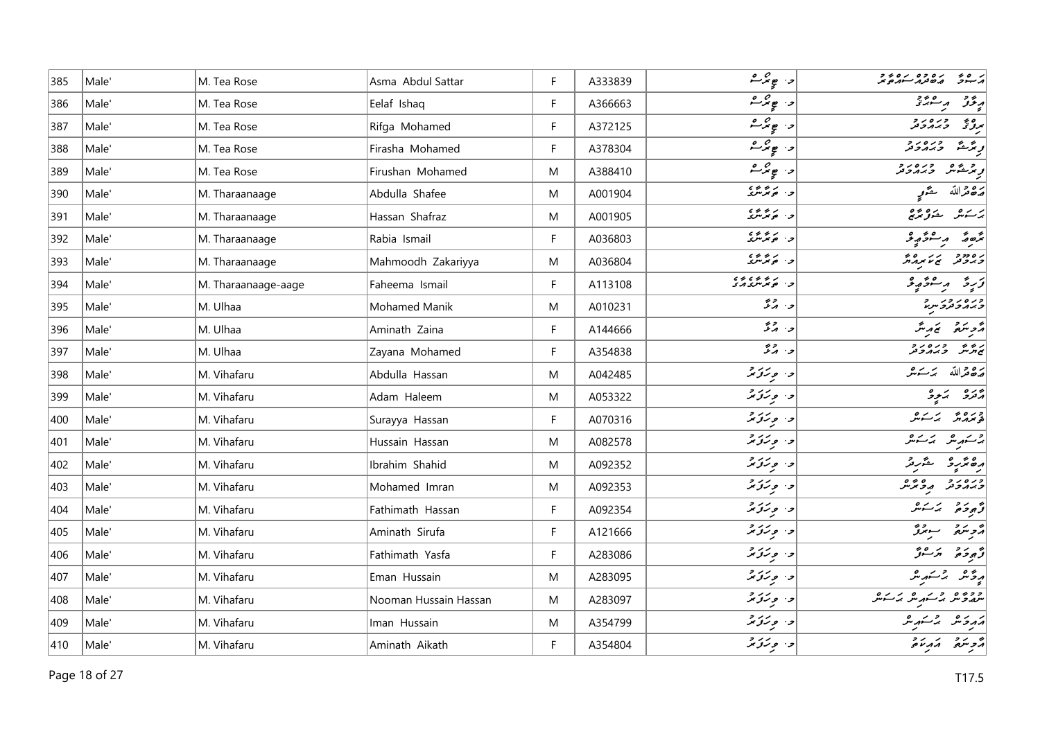| 385 | Male' | M. Tea Rose | Asma Abdul Sattar | F | A333839 | މ. ޓީރޯސް | އަސްމާ އަބްދުލްސައްތާރު |
|---|---|---|---|---|---|---|---|
| 386 | Male' | M. Tea Rose | Eelaf Ishaq | F | A366663 | މ. ޓީރޯސް | އީލާފް އިސްޙާޤު |
| 387 | Male' | M. Tea Rose | Rifga Mohamed | F | A372125 | މ. ޓީރޯސް | ރިފްގާ މުޙައްމަދު |
| 388 | Male' | M. Tea Rose | Firasha Mohamed | F | A378304 | މ. ޓީރޯސް | ފިރާޝާ މުޙައްމަދު |
| 389 | Male' | M. Tea Rose | Firushan Mohamed | M | A388410 | މ. ޓީރޯސް | ފިރުޝާން މުޙައްމަދު |
| 390 | Male' | M. Tharaanaage | Abdulla Shafee | M | A001904 | މ. ތަރާނާގެ | އަބްދުﷲ ޝާފީ |
| 391 | Male' | M. Tharaanaage | Hassan Shafraz | M | A001905 | މ. ތަރާނާގެ | ހަސަން ޝަފްރާޒް |
| 392 | Male' | M. Tharaanaage | Rabia Ismail | F | A036803 | މ. ތަރާނާގެ | ރާބިޔާ އިސްމާޢީލް |
| 393 | Male' | M. Tharaanaage | Mahmoodh Zakariyya | M | A036804 | މ. ތަރާނާގެ | މަޙްމޫދު ޒަކަރިއްޔާ |
| 394 | Male' | M. Tharaanaage-aage | Faheema Ismail | F | A113108 | މ. ތަރާނާގެއާގެ | ފަހީމާ އިސްމާޢީލް |
| 395 | Male' | M. Ulhaa | Mohamed Manik | M | A010231 | މ. އުޅާ | މުޙައްމަދުމަނިކު |
| 396 | Male' | M. Ulhaa | Aminath Zaina | F | A144666 | މ. އުޅާ | އާމިނަތު ޒައިނާ |
| 397 | Male' | M. Ulhaa | Zayana Mohamed | F | A354838 | މ. އުޅާ | ޒަޔާނާ މުޙައްމަދު |
| 398 | Male' | M. Vihafaru | Abdulla Hassan | M | A042485 | މ. ވިހަފަރު | އަބްދުﷲ ހަސަން |
| 399 | Male' | M. Vihafaru | Adam Haleem | M | A053322 | މ. ވިހަފަރު | އާދަމް ހަލީމް |
| 400 | Male' | M. Vihafaru | Surayya Hassan | F | A070316 | މ. ވިހަފަރު | ޘުރައްޔާ ހަސަން |
| 401 | Male' | M. Vihafaru | Hussain Hassan | M | A082578 | މ. ވިހަފަރު | ހުސައިން ހަސަން |
| 402 | Male' | M. Vihafaru | Ibrahim Shahid | M | A092352 | މ. ވިހަފަރު | އިބްރާހީމް ޝާހިދު |
| 403 | Male' | M. Vihafaru | Mohamed Imran | M | A092353 | މ. ވިހަފަރު | މުޙައްމަދު އިމްރާން |
| 404 | Male' | M. Vihafaru | Fathimath Hassan | F | A092354 | މ. ވިހަފަރު | ފާތިމަތު ހަސަން |
| 405 | Male' | M. Vihafaru | Aminath Sirufa | F | A121666 | މ. ވިހަފަރު | އާމިނަތު ސިރުފާ |
| 406 | Male' | M. Vihafaru | Fathimath Yasfa | F | A283086 | މ. ވިހަފަރު | ފާތިމަތު ޔަސްފާ |
| 407 | Male' | M. Vihafaru | Eman Hussain | M | A283095 | މ. ވިހަފަރު | އީމާން ހުސައިން |
| 408 | Male' | M. Vihafaru | Nooman Hussain Hassan | M | A283097 | މ. ވިހަފަރު | ނުޢުމާން ހުސައިން ހަސަން |
| 409 | Male' | M. Vihafaru | Iman Hussain | M | A354799 | މ. ވިހަފަރު | އައިމަން ހުސައިން |
| 410 | Male' | M. Vihafaru | Aminath Aikath | F | A354804 | މ. ވިހަފަރު | އާމިނަތު އައިކަތު |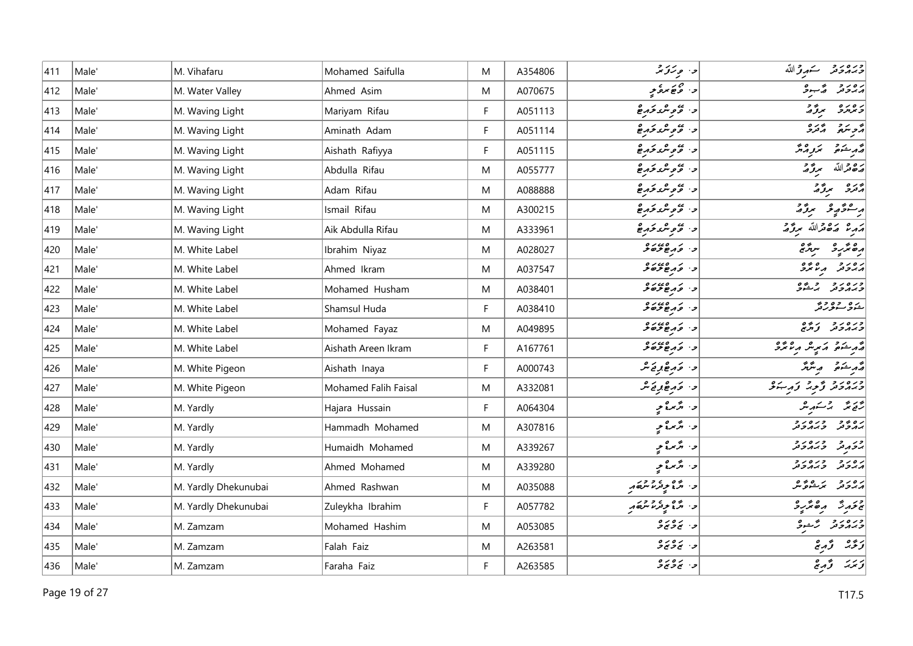| 411 | Male' | M. Vihafaru | Mohamed Saifulla | M | A354806 | މ. ވިހަފަރު | މުހައްމަދު ސައިފުﷲ |
|---|---|---|---|---|---|---|---|
| 412 | Male' | M. Water Valley | Ahmed Asim | M | A070675 | މ. ވޯޓަރވެލީ | އަހުމަދު އާސިމް |
| 413 | Male' | M. Waving Light | Mariyam Rifau | F | A051113 | މ. ވޭވިންގލައިޓް | މަރިޔަމް ރިފާއު |
| 414 | Male' | M. Waving Light | Aminath Adam | F | A051114 | މ. ވޭވިންގލައިޓް | އާމިނަތު އާދަމް |
| 415 | Male' | M. Waving Light | Aishath Rafiyya | F | A051115 | މ. ވޭވިންގލައިޓް | އައިޝަތު ރަފިއްޔާ |
| 416 | Male' | M. Waving Light | Abdulla Rifau | M | A055777 | މ. ވޭވިންގލައިޓް | އަބްދުﷲ ރިފާއު |
| 417 | Male' | M. Waving Light | Adam Rifau | M | A088888 | މ. ވޭވިންގލައިޓް | އާދަމް ރިފާއު |
| 418 | Male' | M. Waving Light | Ismail Rifau | M | A300215 | މ. ވޭވިންގލައިޓް | އިސްމާއީލް ރިފާއު |
| 419 | Male' | M. Waving Light | Aik Abdulla Rifau | M | A333961 | މ. ވޭވިންގލައިޓް | އައިކް އަބްދުﷲ ރިފާއު |
| 420 | Male' | M. White Label | Ibrahim Niyaz | M | A028027 | މ. ވައިޓްލޭބަލް | އިބްރާހީމް ނިޔާޒް |
| 421 | Male' | M. White Label | Ahmed Ikram | M | A037547 | މ. ވައިޓްލޭބަލް | އަހުމަދު އިކްރާމް |
| 422 | Male' | M. White Label | Mohamed Husham | M | A038401 | މ. ވައިޓްލޭބަލް | މުހައްމަދު ހުޝާމް |
| 423 | Male' | M. White Label | Shamsul Huda | F | A038410 | މ. ވައިޓްލޭބަލް | ޝަމްސުލްހުދާ |
| 424 | Male' | M. White Label | Mohamed Fayaz | M | A049895 | މ. ވައިޓްލޭބަލް | މުހައްމަދު ފަޔާޒް |
| 425 | Male' | M. White Label | Aishath Areen Ikram | F | A167761 | މ. ވައިޓްލޭބަލް | އައިޝަތު އަރީން އިކްރާމް |
| 426 | Male' | M. White Pigeon | Aishath Inaya | F | A000743 | މ. ވައިޓްޕިޖަން | އައިޝަތު އިނާޔާ |
| 427 | Male' | M. White Pigeon | Mohamed Falih Faisal | M | A332081 | މ. ވައިޓްޕިޖަން | މުހައްމަދު ފާލިހު ފައިސަލް |
| 428 | Male' | M. Yardly | Hajara Hussain | F | A064304 | މ. ޔާރޑްލީ | ހާޖަރާ ހުސައިން |
| 429 | Male' | M. Yardly | Hammadh Mohamed | M | A307816 | މ. ޔާރޑްލީ | ހައްމާދު މުހައްމަދު |
| 430 | Male' | M. Yardly | Humaidh Mohamed | M | A339267 | މ. ޔާރޑްލީ | ހުމައިދު މުހައްމަދު |
| 431 | Male' | M. Yardly | Ahmed Mohamed | M | A339280 | މ. ޔާރޑްލީ | އަހުމަދު މުހައްމަދު |
| 432 | Male' | M. Yardly Dhekunubai | Ahmed Rashwan | M | A035088 | މ. ޔާރޑްލީދެކުނުބައި | އަހުމަދު ރަޝްވާން |
| 433 | Male' | M. Yardly Dhekunubai | Zuleykha Ibrahim | F | A057782 | މ. ޔާރޑްލީދެކުނުބައި | ޒުލޭހާ އިބްރާހީމް |
| 434 | Male' | M. Zamzam | Mohamed Hashim | M | A053085 | މ. ޒަމްޒަމް | މުހައްމަދު ހާޝިމް |
| 435 | Male' | M. Zamzam | Falah Faiz | M | A263581 | މ. ޒަމްޒަމް | ފަލާހް ފާއިޒް |
| 436 | Male' | M. Zamzam | Faraha Faiz | F | A263585 | މ. ޒަމްޒަމް | ފަރަހަ ފާއިޒް |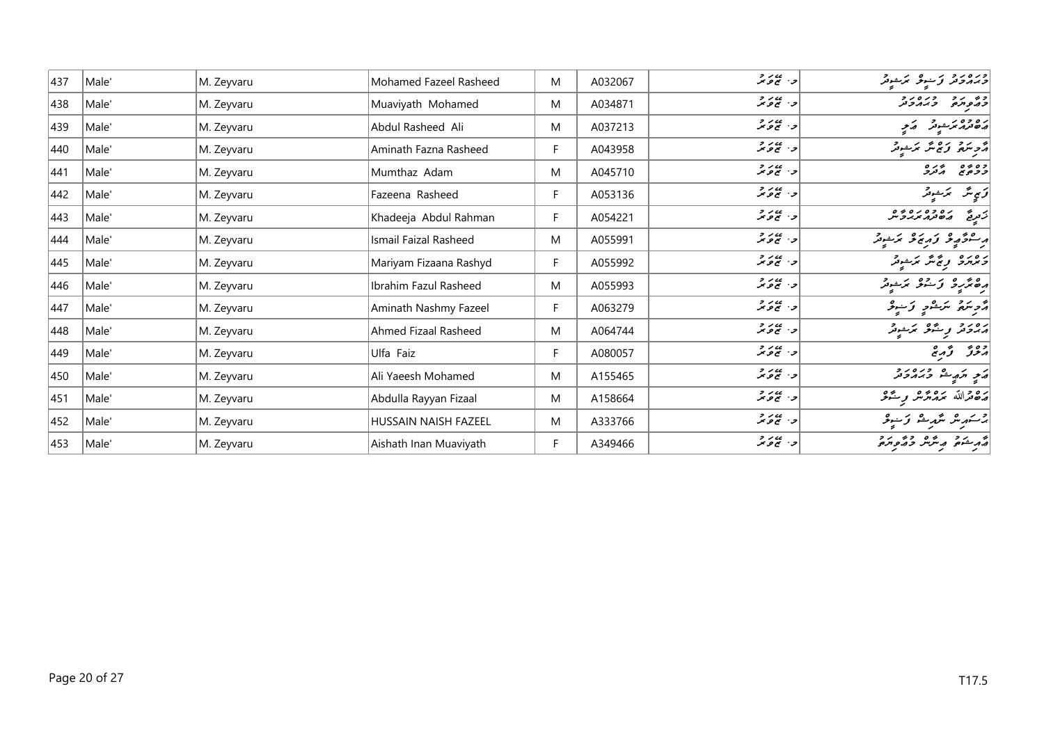| 437 | Male' | M. Zeyvaru | Mohamed Fazeel Rasheed | M | A032067 | މ. ޒޭވަރު | މުޙައްމަދު ފަޟީލު ރަޝީދު |
|---|---|---|---|---|---|---|---|
| 438 | Male' | M. Zeyvaru | Muaviyath Mohamed | M | A034871 | މ. ޒޭވަރު | މުއާވިޔަތު މުޙައްމަދު |
| 439 | Male' | M. Zeyvaru | Abdul Rasheed Ali | M | A037213 | މ. ޒޭވަރު | އަބްދުއްރަޝީދު އަލި |
| 440 | Male' | M. Zeyvaru | Aminath Fazna Rasheed | F | A043958 | މ. ޒޭވަރު | އާމިނަތު ފަޒްނާ ރަޝީދު |
| 441 | Male' | M. Zeyvaru | Mumthaz Adam | M | A045710 | މ. ޒޭވަރު | މުމްތާޒު އާދަމް |
| 442 | Male' | M. Zeyvaru | Fazeena Rasheed | F | A053136 | މ. ޒޭވަރު | ފަޒީނާ ރަޝީދު |
| 443 | Male' | M. Zeyvaru | Khadeeja Abdul Rahman | F | A054221 | މ. ޒޭވަރު | ޚަދީޖާ އަބްދުއްރަޙްމާން |
| 444 | Male' | M. Zeyvaru | Ismail Faizal Rasheed | M | A055991 | މ. ޒޭވަރު | އިސްމާޢީލް ފައިޞަލް ރަޝީދު |
| 445 | Male' | M. Zeyvaru | Mariyam Fizaana Rashyd | F | A055992 | މ. ޒޭވަރު | މަރިޔަމް ފިޒާނާ ރަޝީދު |
| 446 | Male' | M. Zeyvaru | Ibrahim Fazul Rasheed | M | A055993 | މ. ޒޭވަރު | އިބްރާހިމް ފަޟުލް ރަޝީދު |
| 447 | Male' | M. Zeyvaru | Aminath Nashmy Fazeel | F | A063279 | މ. ޒޭވަރު | އާމިނަތު ނަޝްމީ ފަޟީލް |
| 448 | Male' | M. Zeyvaru | Ahmed Fizaal Rasheed | M | A064744 | މ. ޒޭވަރު | އަޙްމަދު ފިޒާލް ރަޝީދު |
| 449 | Male' | M. Zeyvaru | Ulfa Faiz | F | A080057 | މ. ޒޭވަރު | އުލްފާ ފާއިޒް |
| 450 | Male' | M. Zeyvaru | Ali Yaeesh Mohamed | M | A155465 | މ. ޒޭވަރު | އަލި ޔައީޝް މުޙައްމަދު |
| 451 | Male' | M. Zeyvaru | Abdulla Rayyan Fizaal | M | A158664 | މ. ޒޭވަރު | އަބްދުﷲ ރައްޔާން ފިޒާލް |
| 452 | Male' | M. Zeyvaru | HUSSAIN NAISH FAZEEL | M | A333766 | މ. ޒޭވަރު | ހުސައިން ނާއިޝް ފަޟީލް |
| 453 | Male' | M. Zeyvaru | Aishath Inan Muaviyath | F | A349466 | މ. ޒޭވަރު | އައިޝަތު އިނާން މުއާވިޔަތު |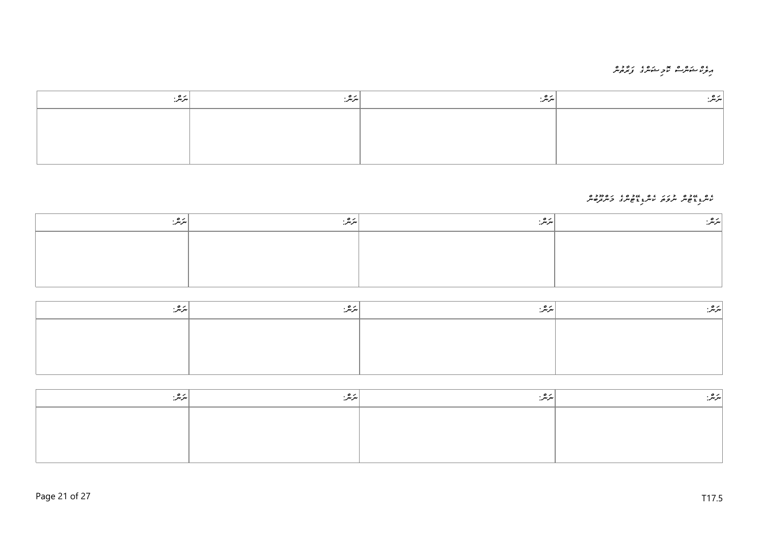# ދިވެހި ބަހުގެ ކާމިޔަބު ފަރާތްތައް

| ނަން: | ނަން: | ނަން: | ނަން: |
|---|---|---|---|
| | | | |

# އެންމެ ގިނަ މާކްސް ހޯދި ކުދިން ހޮވުން

| ނަން: | ނަން: | ނަން: | ނަން: |
|---|---|---|---|
| | | | |

| ނަން: | ނަން: | ނަން: | ނަން: |
|---|---|---|---|
| | | | |

| ނަން: | ނަން: | ނަން: | ނަން: |
|---|---|---|---|
| | | | |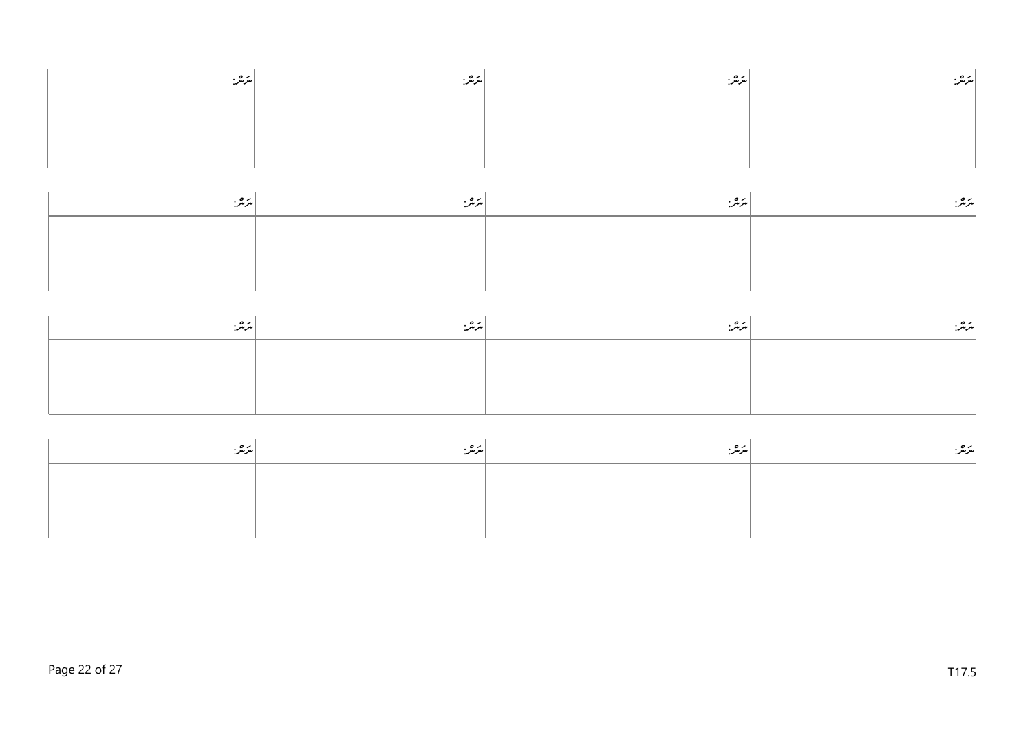| ނަރުދ: | ނަރުދ: | ނަރުދ: | ނަރުދ: |
| --- | --- | --- | --- |
| | | | |

| ނަރުދ: | ނަރުދ: | ނަރުދ: | ނަރުދ: |
| --- | --- | --- | --- |
| | | | |

| ނަރުދ: | ނަރުދ: | ނަރުދ: | ނަރުދ: |
| --- | --- | --- | --- |
| | | | |

| ނަރުދ: | ނަރުދ: | ނަރުދ: | ނަރުދ: |
| --- | --- | --- | --- |
| | | | |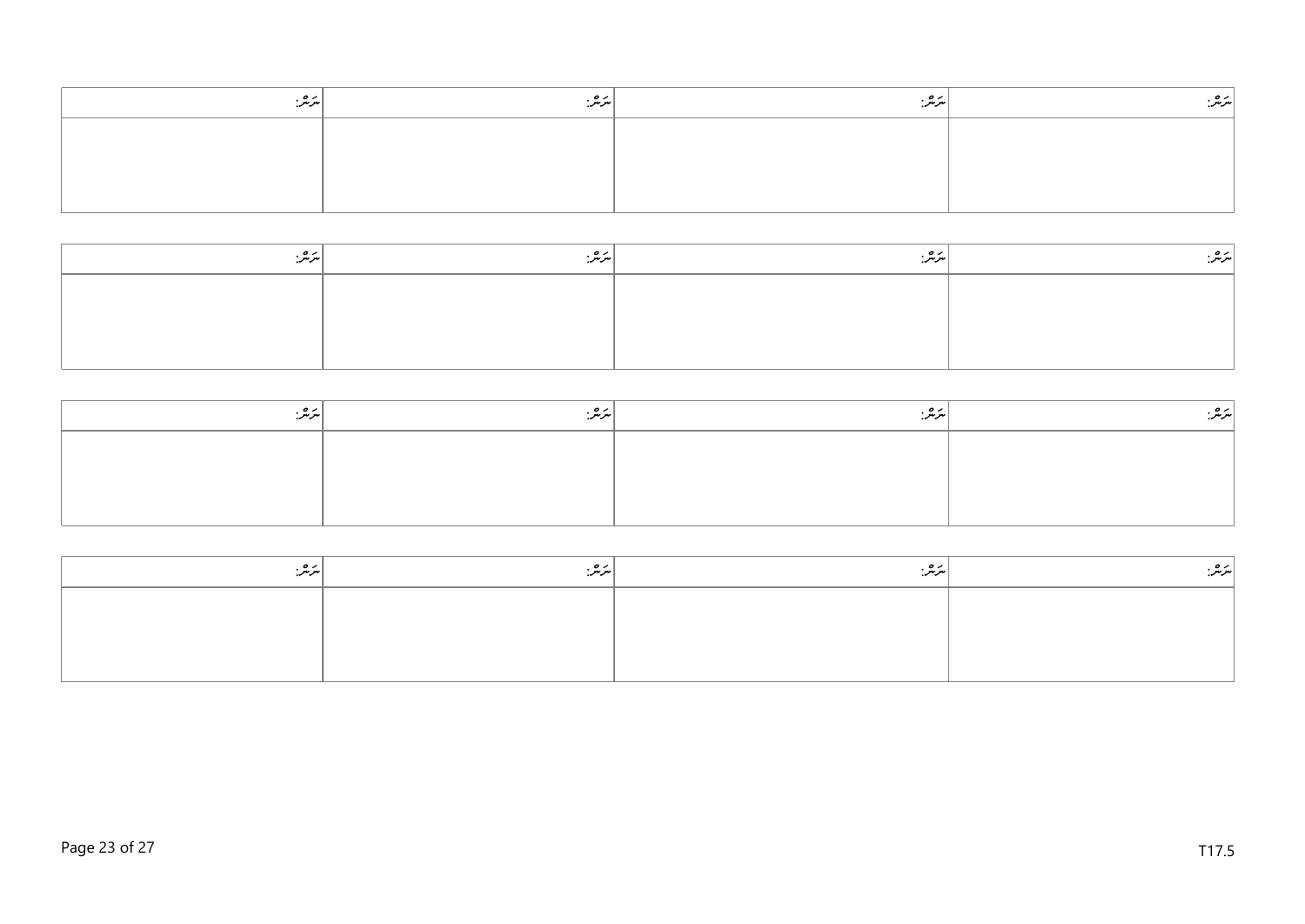| ނަންބަރު: | ނަންބަރު: | ނަންބަރު: | ނަންބަރު: |
|---|---|---|---|
| | | | |

| ނަންބަރު: | ނަންބަރު: | ނަންބަރު: | ނަންބަރު: |
|---|---|---|---|
| | | | |

| ނަންބަރު: | ނަންބަރު: | ނަންބަރު: | ނަންބަރު: |
|---|---|---|---|
| | | | |

| ނަންބަރު: | ނަންބަރު: | ނަންބަރު: | ނަންބަރު: |
|---|---|---|---|
| | | | |

T17.5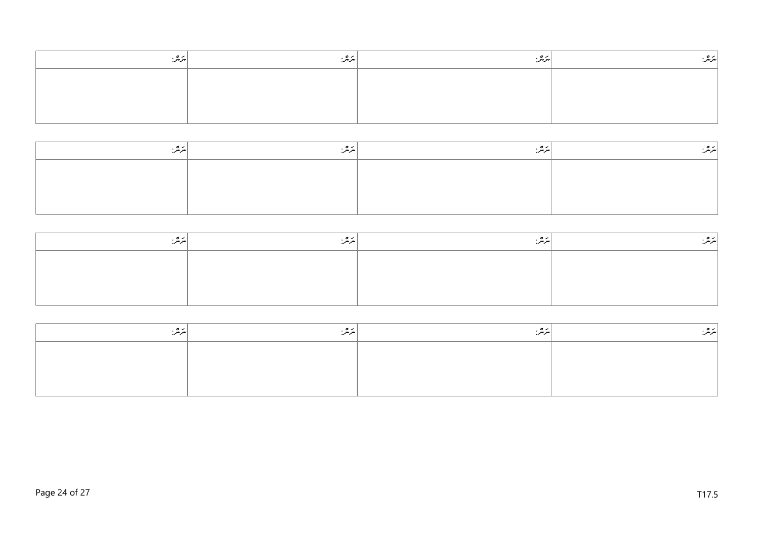| ނަރުދ: | ނަރުދ: | ނަރުދ: | ނަރުދ: |
| --- | --- | --- | --- |
| | | | |

| ނަރުދ: | ނަރުދ: | ނަރުދ: | ނަރުދ: |
| --- | --- | --- | --- |
| | | | |

| ނަރުދ: | ނަރުދ: | ނަރުދ: | ނަރުދ: |
| --- | --- | --- | --- |
| | | | |

| ނަރުދ: | ނަރުދ: | ނަރުދ: | ނަރުދ: |
| --- | --- | --- | --- |
| | | | |

T17.5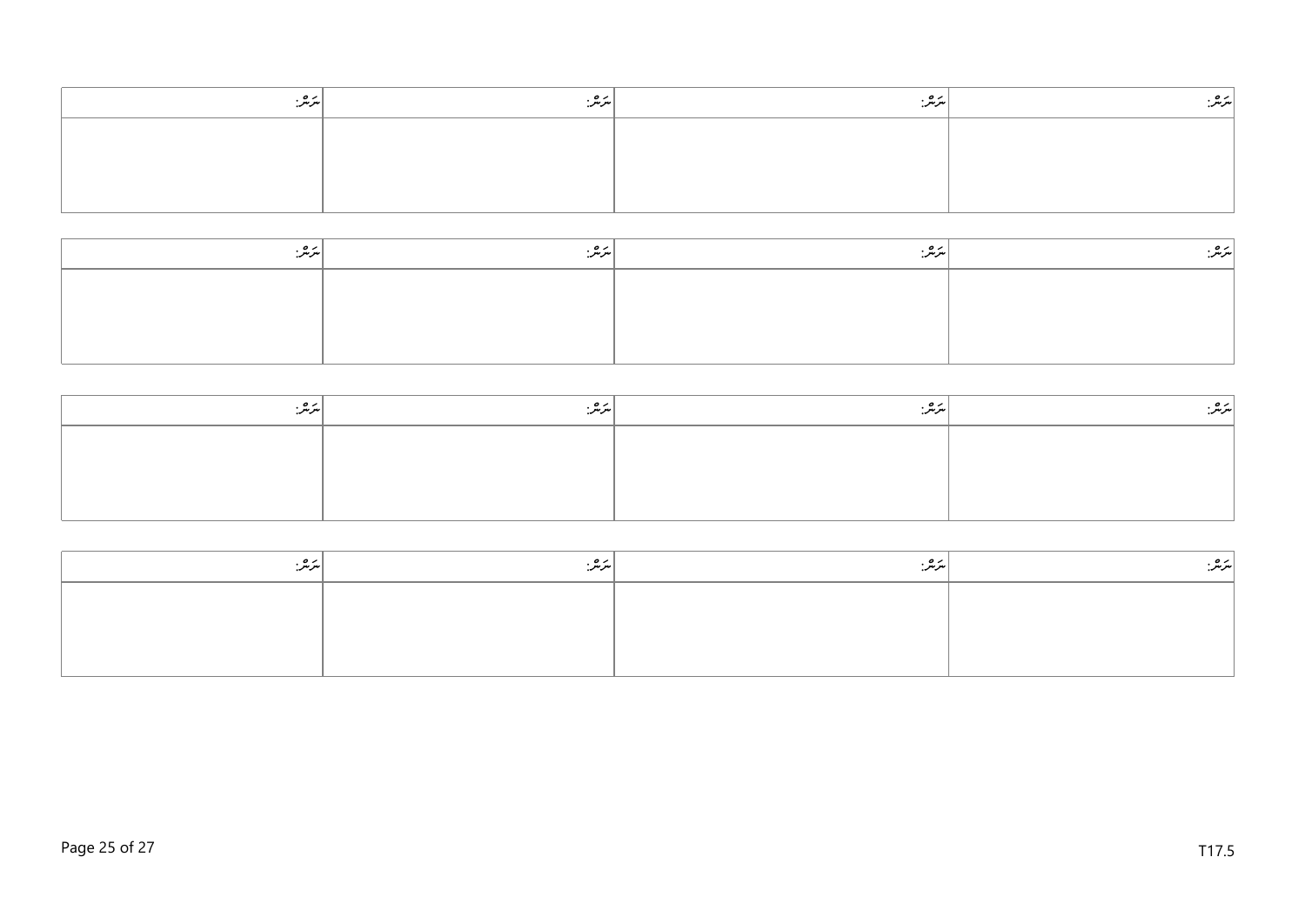| ނަރަށް: | ނަރަށް: | ނަރަށް: | ނަރަށް: |
| --- | --- | --- | --- |
| | | | |

| ނަރަށް: | ނަރަށް: | ނަރަށް: | ނަރަށް: |
| --- | --- | --- | --- |
| | | | |

| ނަރަށް: | ނަރަށް: | ނަރަށް: | ނަރަށް: |
| --- | --- | --- | --- |
| | | | |

| ނަރަށް: | ނަރަށް: | ނަރަށް: | ނަރަށް: |
| --- | --- | --- | --- |
| | | | |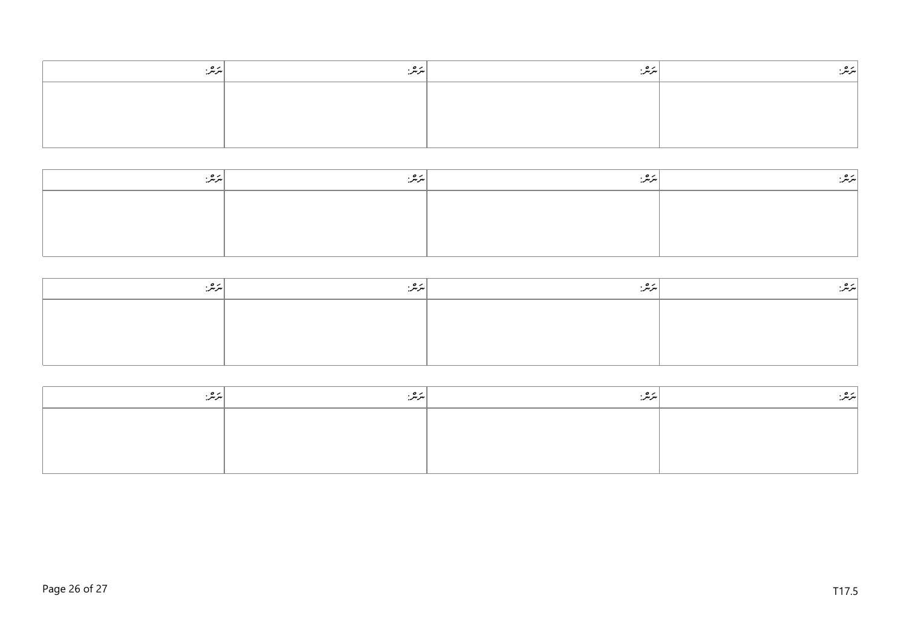| ނަރުން: | ނަރުން: | ނަރުން: | ނަރުން: |
| --- | --- | --- | --- |
| | | | |

| ނަރުން: | ނަރުން: | ނަރުން: | ނަރުން: |
| --- | --- | --- | --- |
| | | | |

| ނަރުން: | ނަރުން: | ނަރުން: | ނަރުން: |
| --- | --- | --- | --- |
| | | | |

| ނަރުން: | ނަރުން: | ނަރުން: | ނަރުން: |
| --- | --- | --- | --- |
| | | | |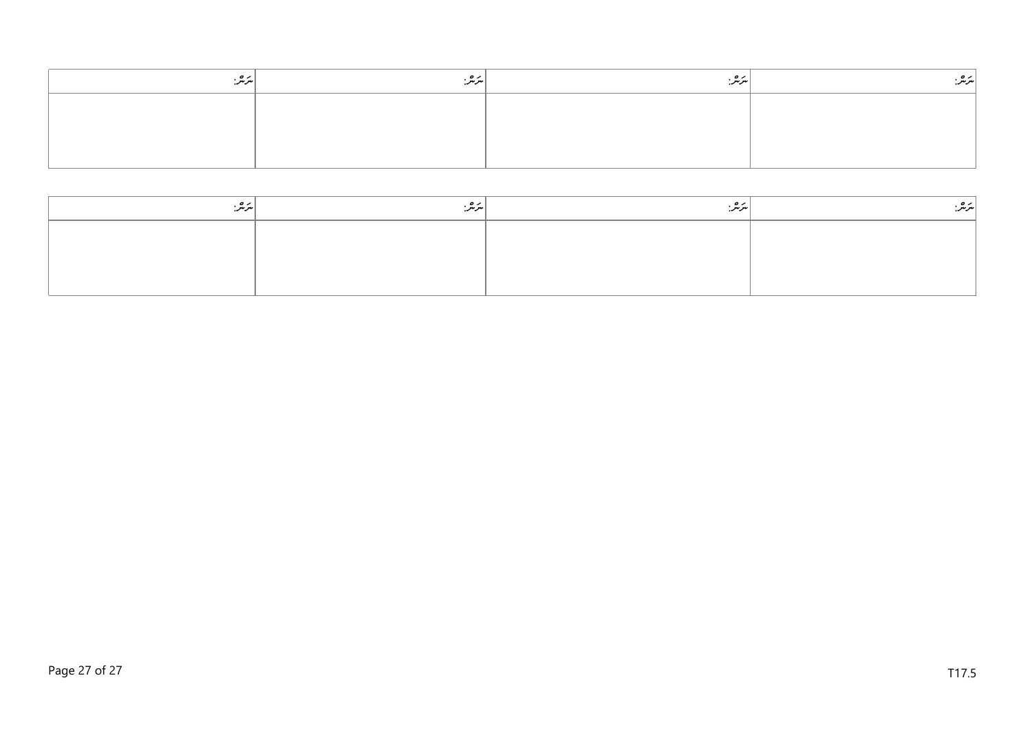| ނަރަދު: | ނަރަދު: | ނަރަދު: | ނަރަދު: |
| --- | --- | --- | --- |
| | | | |

| ނަރަދު: | ނަރަދު: | ނަރަދު: | ނަރަދު: |
| --- | --- | --- | --- |
| | | | |